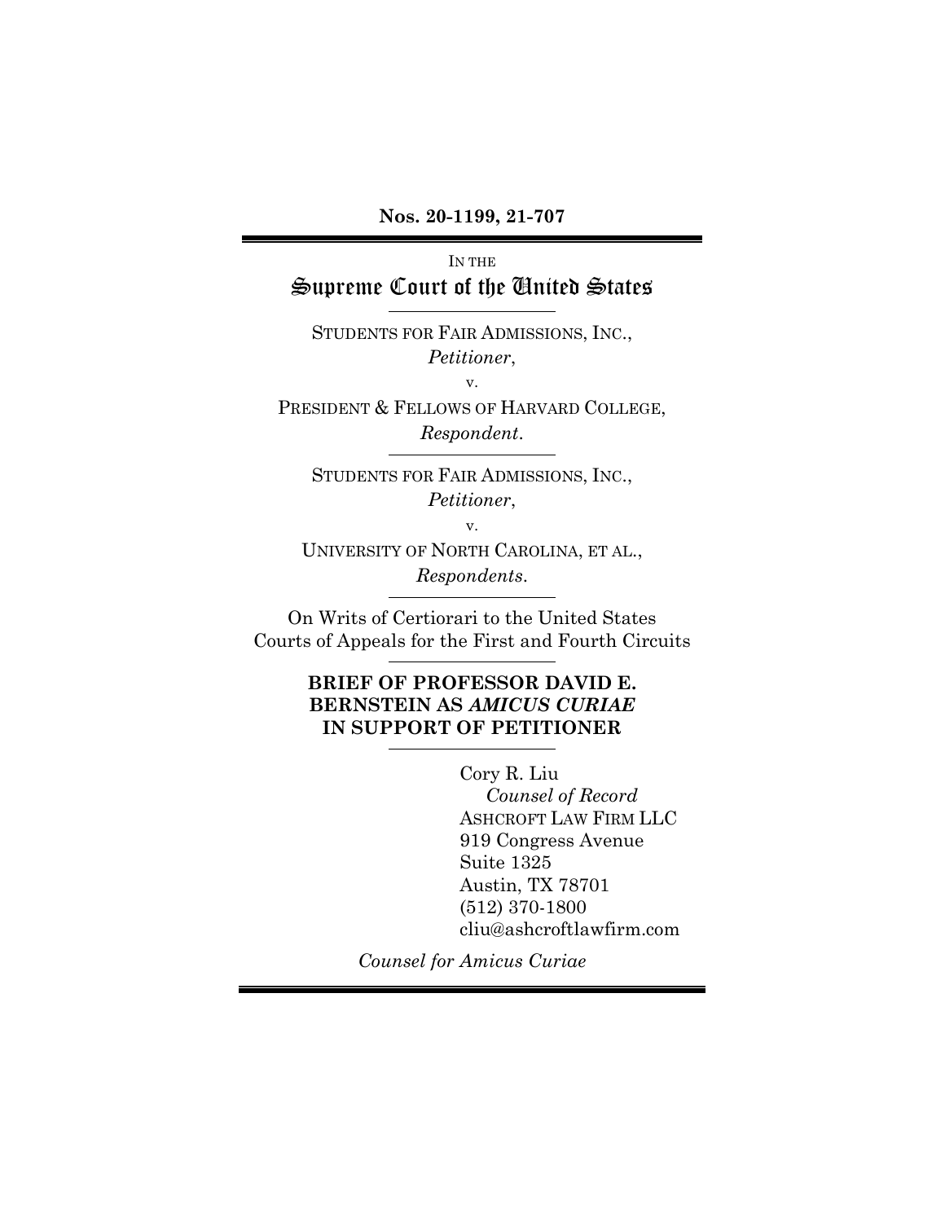**Nos. 20-1199, 21-707**

---

IN THE

# Supreme Court of the United States

---

STUDENTS FOR FAIR ADMISSIONS, INC.,
*Petitioner*,

v.

PRESIDENT & FELLOWS OF HARVARD COLLEGE,
*Respondent*.

---

STUDENTS FOR FAIR ADMISSIONS, INC.,
*Petitioner*,

v.

UNIVERSITY OF NORTH CAROLINA, ET AL.,
*Respondents*.

---

On Writs of Certiorari to the United States Courts of Appeals for the First and Fourth Circuits

---

**BRIEF OF PROFESSOR DAVID E. BERNSTEIN AS *AMICUS CURIAE* IN SUPPORT OF PETITIONER**

---

Cory R. Liu
*Counsel of Record*
ASHCROFT LAW FIRM LLC
919 Congress Avenue
Suite 1325
Austin, TX 78701
(512) 370-1800
cliu@ashcroftlawfirm.com

*Counsel for Amicus Curiae*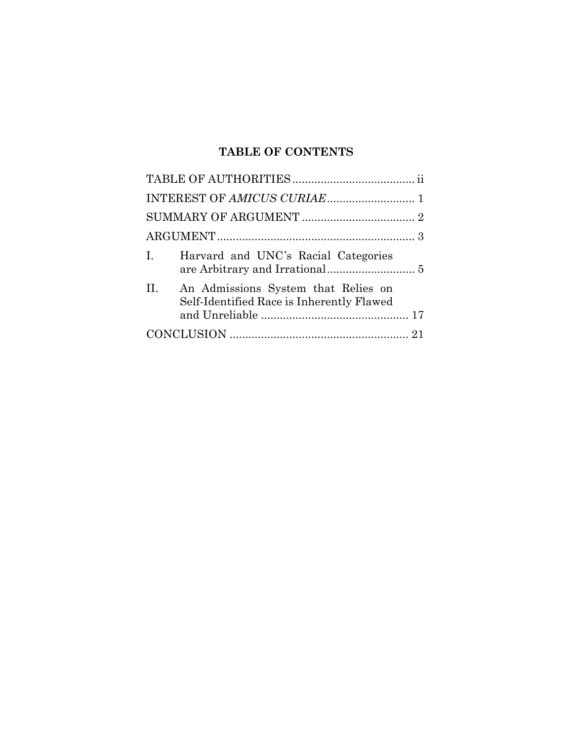## TABLE OF CONTENTS

| | |
|---|---|
| TABLE OF AUTHORITIES | ii |
| INTEREST OF *AMICUS CURIAE* | 1 |
| SUMMARY OF ARGUMENT | 2 |
| ARGUMENT | 3 |
| I. Harvard and UNC's Racial Categories are Arbitrary and Irrational | 5 |
| II. An Admissions System that Relies on Self-Identified Race is Inherently Flawed and Unreliable | 17 |
| CONCLUSION | 21 |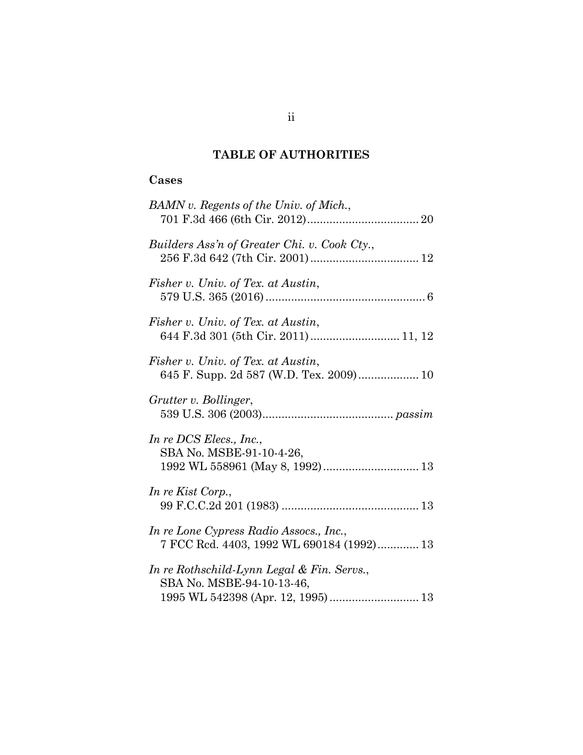## TABLE OF AUTHORITIES

### Cases

*BAMN v. Regents of the Univ. of Mich.*,
701 F.3d 466 (6th Cir. 2012) .................................. 20

*Builders Ass'n of Greater Chi. v. Cook Cty.*,
256 F.3d 642 (7th Cir. 2001) .................................. 12

*Fisher v. Univ. of Tex. at Austin*,
579 U.S. 365 (2016) .................................................. 6

*Fisher v. Univ. of Tex. at Austin*,
644 F.3d 301 (5th Cir. 2011) ............................ 11, 12

*Fisher v. Univ. of Tex. at Austin*,
645 F. Supp. 2d 587 (W.D. Tex. 2009) ................... 10

*Grutter v. Bollinger*,
539 U.S. 306 (2003) ......................................... *passim*

*In re DCS Elecs., Inc.*,
SBA No. MSBE-91-10-4-26,
1992 WL 558961 (May 8, 1992) .............................. 13

*In re Kist Corp.*,
99 F.C.C.2d 201 (1983) ........................................... 13

*In re Lone Cypress Radio Assocs., Inc.*,
7 FCC Rcd. 4403, 1992 WL 690184 (1992) ............. 13

*In re Rothschild-Lynn Legal & Fin. Servs.*,
SBA No. MSBE-94-10-13-46,
1995 WL 542398 (Apr. 12, 1995) ............................ 13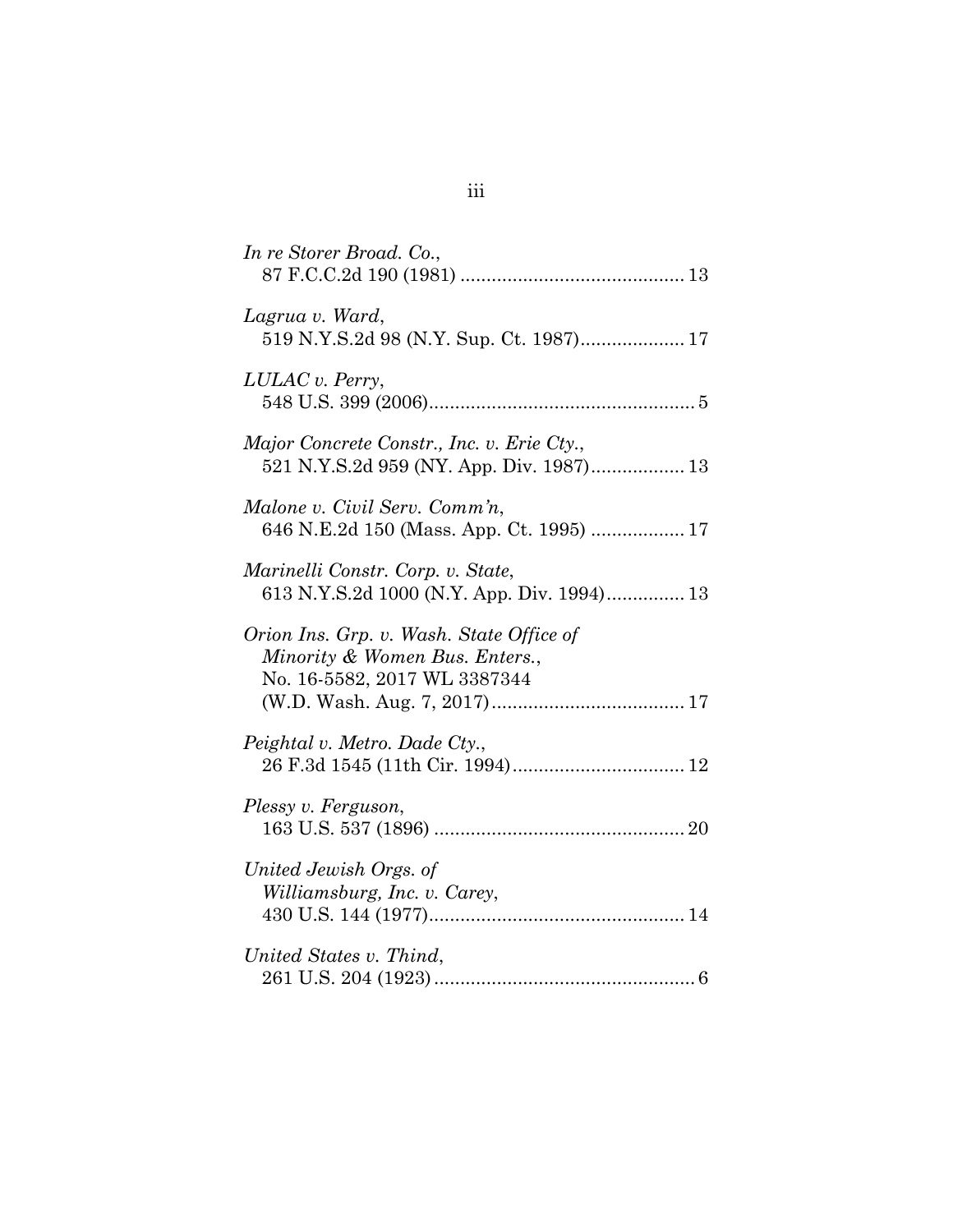*In re Storer Broad. Co.*,
87 F.C.C.2d 190 (1981) .......................................... 13

*Lagrua v. Ward*,
519 N.Y.S.2d 98 (N.Y. Sup. Ct. 1987).................... 17

*LULAC v. Perry*,
548 U.S. 399 (2006).................................................. 5

*Major Concrete Constr., Inc. v. Erie Cty.*,
521 N.Y.S.2d 959 (NY. App. Div. 1987).................. 13

*Malone v. Civil Serv. Comm'n*,
646 N.E.2d 150 (Mass. App. Ct. 1995) .................. 17

*Marinelli Constr. Corp. v. State*,
613 N.Y.S.2d 1000 (N.Y. App. Div. 1994)............... 13

*Orion Ins. Grp. v. Wash. State Office of Minority & Women Bus. Enters.*,
No. 16-5582, 2017 WL 3387344
(W.D. Wash. Aug. 7, 2017)..................................... 17

*Peightal v. Metro. Dade Cty.*,
26 F.3d 1545 (11th Cir. 1994)................................. 12

*Plessy v. Ferguson*,
163 U.S. 537 (1896) ................................................ 20

*United Jewish Orgs. of Williamsburg, Inc. v. Carey*,
430 U.S. 144 (1977)................................................. 14

*United States v. Thind*,
261 U.S. 204 (1923).................................................. 6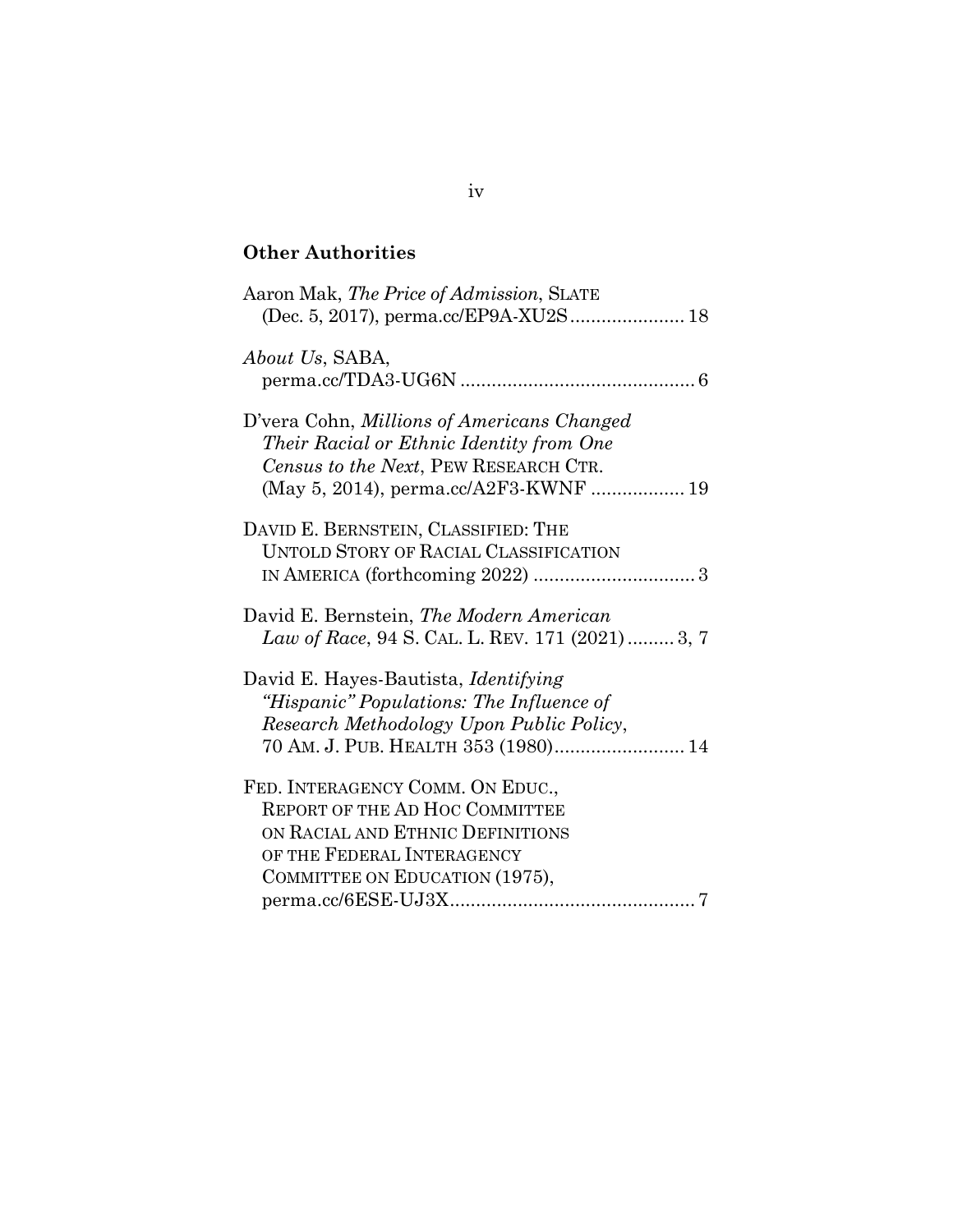## Other Authorities

Aaron Mak, *The Price of Admission*, SLATE (Dec. 5, 2017), perma.cc/EP9A-XU2S...................... 18

*About Us*, SABA, perma.cc/TDA3-UG6N ............................................. 6

D'vera Cohn, *Millions of Americans Changed Their Racial or Ethnic Identity from One Census to the Next*, PEW RESEARCH CTR. (May 5, 2014), perma.cc/A2F3-KWNF .................. 19

DAVID E. BERNSTEIN, CLASSIFIED: THE UNTOLD STORY OF RACIAL CLASSIFICATION IN AMERICA (forthcoming 2022) ............................... 3

David E. Bernstein, *The Modern American Law of Race*, 94 S. CAL. L. REV. 171 (2021) ......... 3, 7

David E. Hayes-Bautista, *Identifying "Hispanic" Populations: The Influence of Research Methodology Upon Public Policy*, 70 AM. J. PUB. HEALTH 353 (1980)......................... 14

FED. INTERAGENCY COMM. ON EDUC., REPORT OF THE AD HOC COMMITTEE ON RACIAL AND ETHNIC DEFINITIONS OF THE FEDERAL INTERAGENCY COMMITTEE ON EDUCATION (1975), perma.cc/6ESE-UJ3X............................................... 7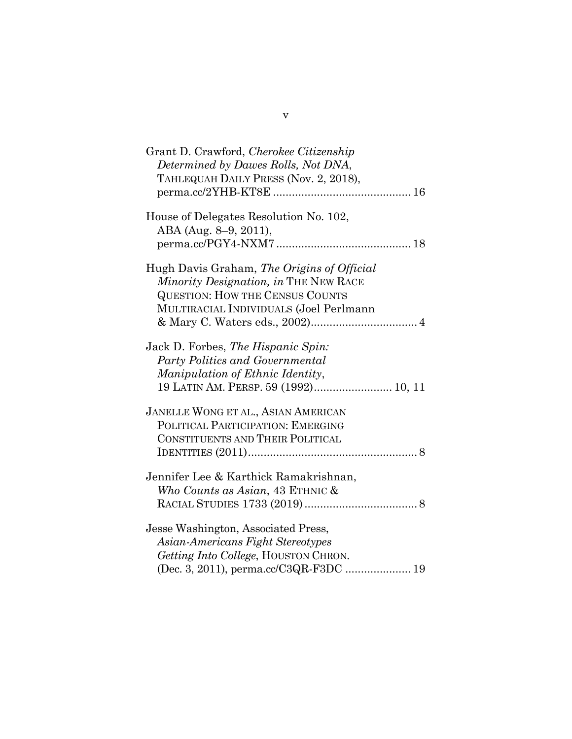Grant D. Crawford, *Cherokee Citizenship Determined by Dawes Rolls, Not DNA*, TAHLEQUAH DAILY PRESS (Nov. 2, 2018), perma.cc/2YHB-KT8E ........................................... 16

House of Delegates Resolution No. 102, ABA (Aug. 8–9, 2011), perma.cc/PGY4-NXM7 .......................................... 18

Hugh Davis Graham, *The Origins of Official Minority Designation, in* THE NEW RACE QUESTION: HOW THE CENSUS COUNTS MULTIRACIAL INDIVIDUALS (Joel Perlmann & Mary C. Waters eds., 2002).................................. 4

Jack D. Forbes, *The Hispanic Spin: Party Politics and Governmental Manipulation of Ethnic Identity*, 19 LATIN AM. PERSP. 59 (1992)......................... 10, 11

JANELLE WONG ET AL., ASIAN AMERICAN POLITICAL PARTICIPATION: EMERGING CONSTITUENTS AND THEIR POLITICAL IDENTITIES (2011)...................................................... 8

Jennifer Lee & Karthick Ramakrishnan, *Who Counts as Asian*, 43 ETHNIC & RACIAL STUDIES 1733 (2019) .................................... 8

Jesse Washington, Associated Press, *Asian-Americans Fight Stereotypes Getting Into College*, HOUSTON CHRON. (Dec. 3, 2011), perma.cc/C3QR-F3DC ..................... 19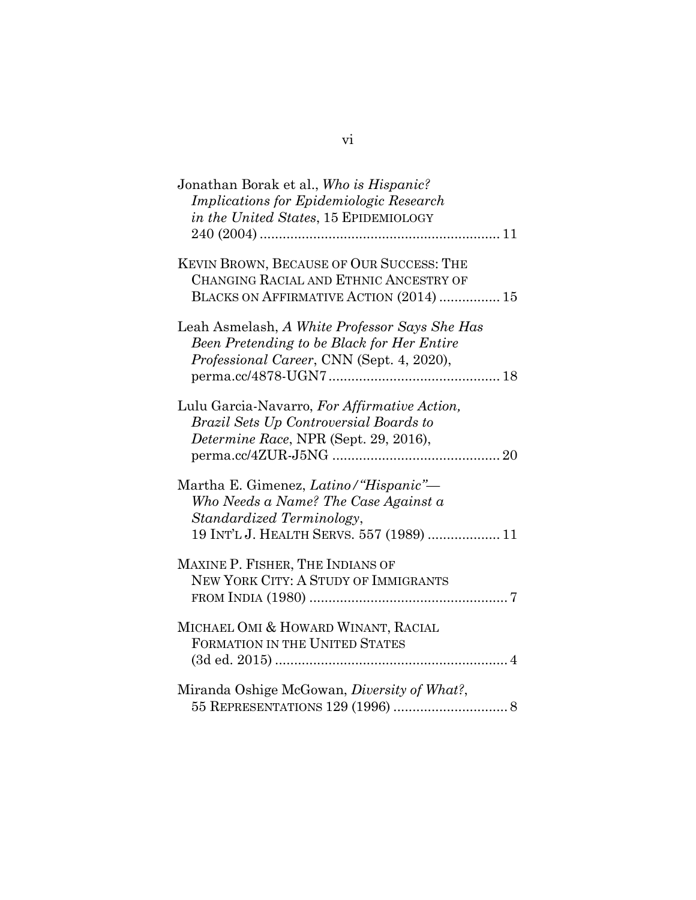Jonathan Borak et al., *Who is Hispanic? Implications for Epidemiologic Research in the United States*, 15 EPIDEMIOLOGY 240 (2004) .............................................................. 11

KEVIN BROWN, BECAUSE OF OUR SUCCESS: THE CHANGING RACIAL AND ETHNIC ANCESTRY OF BLACKS ON AFFIRMATIVE ACTION (2014) ................ 15

Leah Asmelash, *A White Professor Says She Has Been Pretending to be Black for Her Entire Professional Career*, CNN (Sept. 4, 2020), perma.cc/4878-UGN7 ............................................ 18

Lulu Garcia-Navarro, *For Affirmative Action, Brazil Sets Up Controversial Boards to Determine Race*, NPR (Sept. 29, 2016), perma.cc/4ZUR-J5NG ............................................ 20

Martha E. Gimenez, *Latino/"Hispanic"— Who Needs a Name? The Case Against a Standardized Terminology*, 19 INT'L J. HEALTH SERVS. 557 (1989) ................... 11

MAXINE P. FISHER, THE INDIANS OF NEW YORK CITY: A STUDY OF IMMIGRANTS FROM INDIA (1980) .................................................... 7

MICHAEL OMI & HOWARD WINANT, RACIAL FORMATION IN THE UNITED STATES (3d ed. 2015) ............................................................ 4

Miranda Oshige McGowan, *Diversity of What?*, 55 REPRESENTATIONS 129 (1996) .............................. 8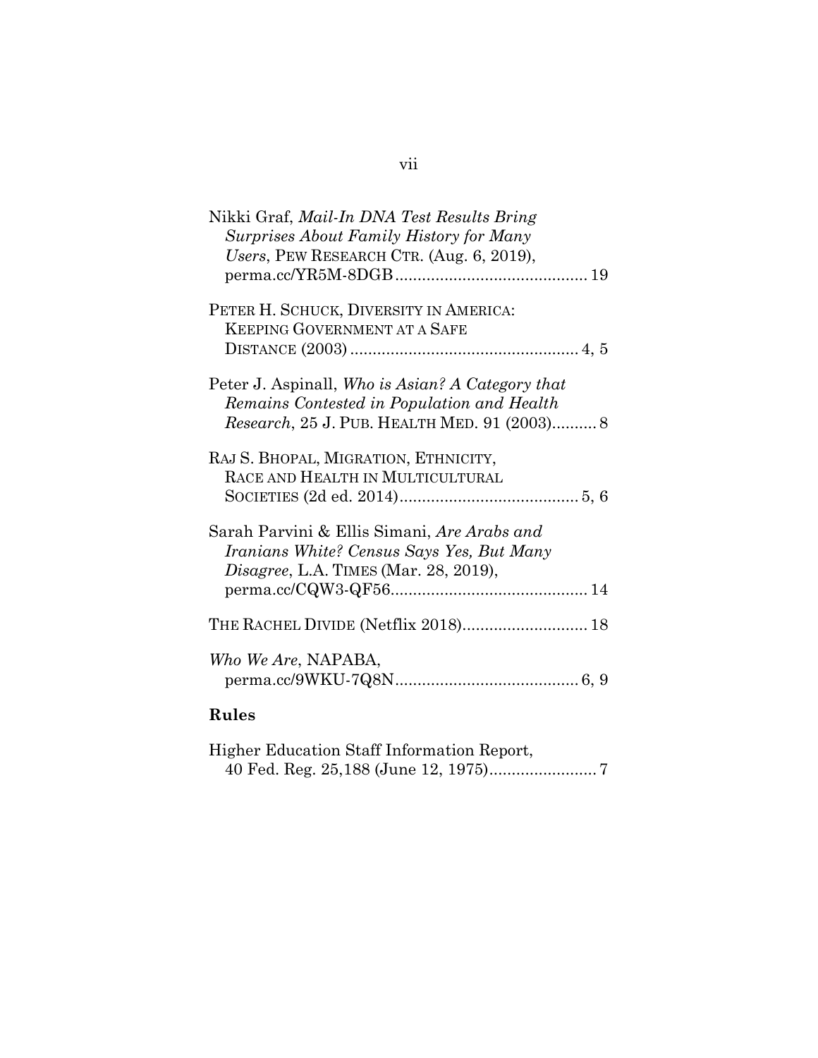Nikki Graf, *Mail-In DNA Test Results Bring Surprises About Family History for Many Users*, PEW RESEARCH CTR. (Aug. 6, 2019), perma.cc/YR5M-8DGB .......................................... 19

PETER H. SCHUCK, DIVERSITY IN AMERICA: KEEPING GOVERNMENT AT A SAFE DISTANCE (2003) .................................................. 4, 5

Peter J. Aspinall, *Who is Asian? A Category that Remains Contested in Population and Health Research*, 25 J. PUB. HEALTH MED. 91 (2003).......... 8

RAJ S. BHOPAL, MIGRATION, ETHNICITY, RACE AND HEALTH IN MULTICULTURAL SOCIETIES (2d ed. 2014)........................................ 5, 6

Sarah Parvini & Ellis Simani, *Are Arabs and Iranians White? Census Says Yes, But Many Disagree*, L.A. TIMES (Mar. 28, 2019), perma.cc/CQW3-QF56........................................... 14

THE RACHEL DIVIDE (Netflix 2018)............................ 18

*Who We Are*, NAPABA, perma.cc/9WKU-7Q8N......................................... 6, 9

## Rules

Higher Education Staff Information Report, 40 Fed. Reg. 25,188 (June 12, 1975)........................ 7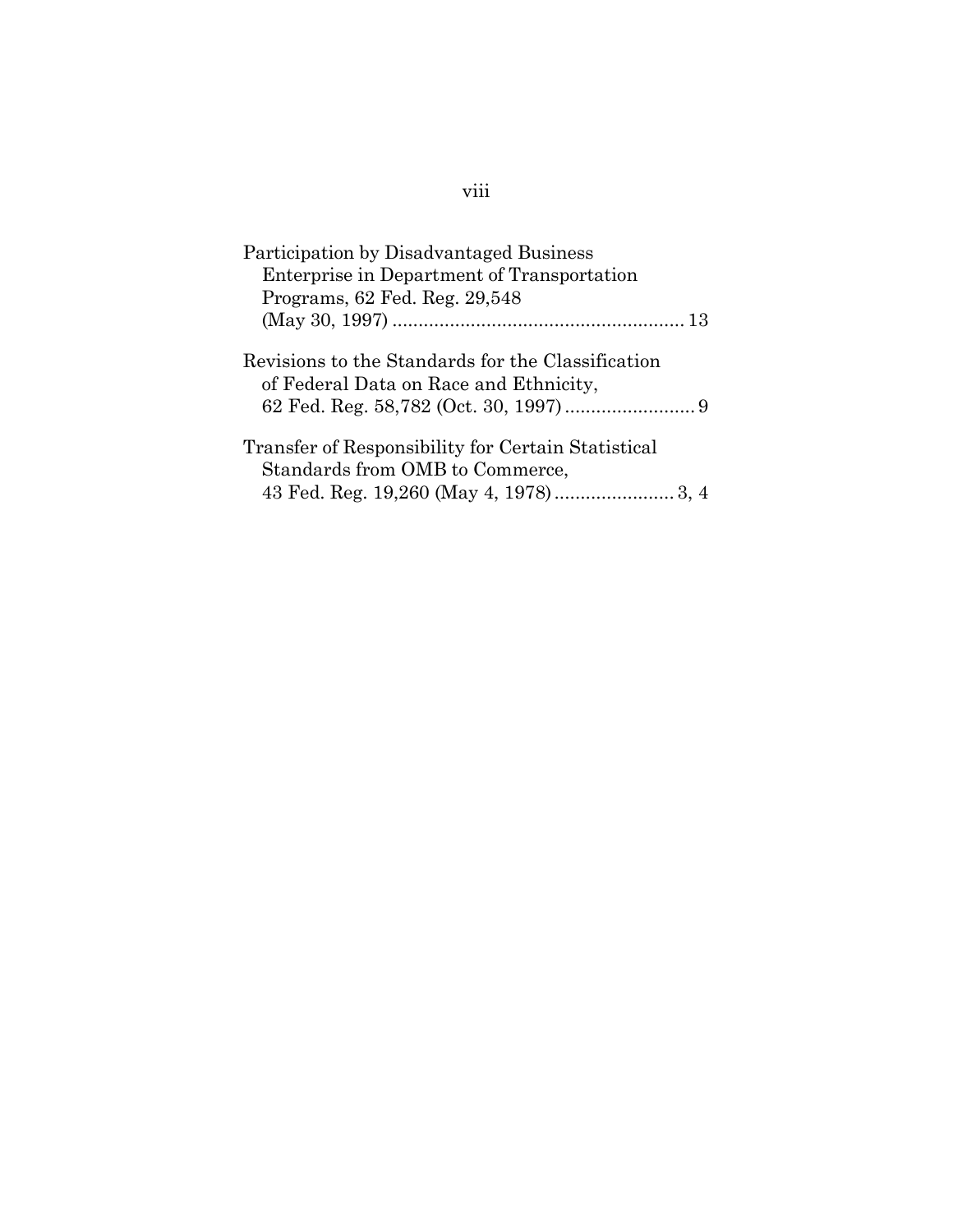Participation by Disadvantaged Business Enterprise in Department of Transportation Programs, 62 Fed. Reg. 29,548 (May 30, 1997) ........................................................ 13

Revisions to the Standards for the Classification of Federal Data on Race and Ethnicity, 62 Fed. Reg. 58,782 (Oct. 30, 1997) ......................... 9

Transfer of Responsibility for Certain Statistical Standards from OMB to Commerce, 43 Fed. Reg. 19,260 (May 4, 1978) ....................... 3, 4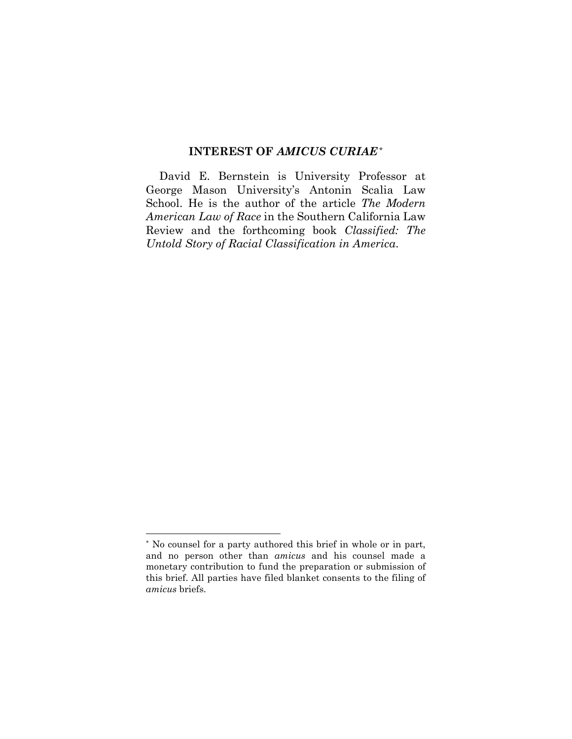## INTEREST OF *AMICUS CURIAE* [*]

David E. Bernstein is University Professor at George Mason University's Antonin Scalia Law School. He is the author of the article *The Modern American Law of Race* in the Southern California Law Review and the forthcoming book *Classified: The Untold Story of Racial Classification in America*.

---

[*] No counsel for a party authored this brief in whole or in part, and no person other than *amicus* and his counsel made a monetary contribution to fund the preparation or submission of this brief. All parties have filed blanket consents to the filing of *amicus* briefs.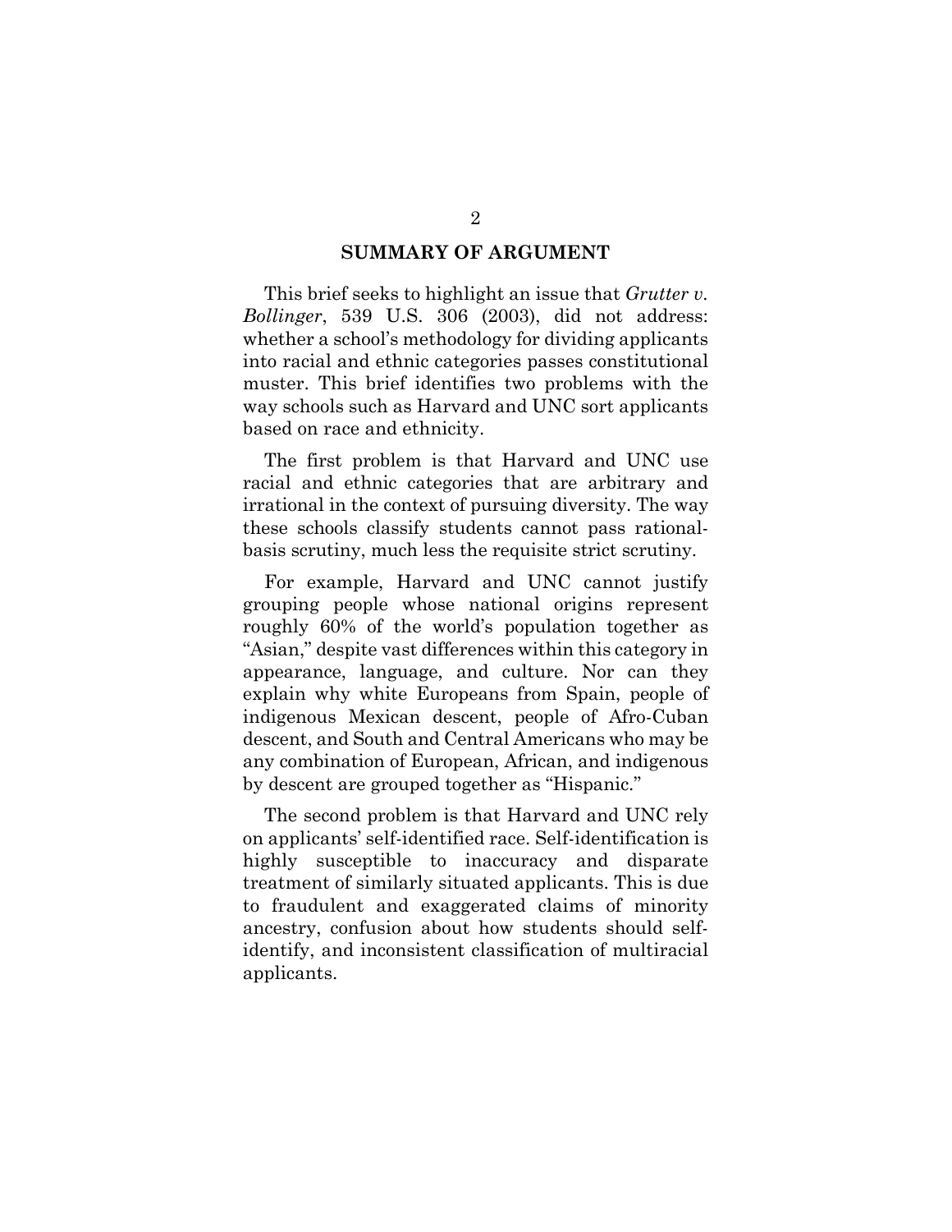## SUMMARY OF ARGUMENT

This brief seeks to highlight an issue that *Grutter v. Bollinger*, 539 U.S. 306 (2003), did not address: whether a school's methodology for dividing applicants into racial and ethnic categories passes constitutional muster. This brief identifies two problems with the way schools such as Harvard and UNC sort applicants based on race and ethnicity.

The first problem is that Harvard and UNC use racial and ethnic categories that are arbitrary and irrational in the context of pursuing diversity. The way these schools classify students cannot pass rational-basis scrutiny, much less the requisite strict scrutiny.

For example, Harvard and UNC cannot justify grouping people whose national origins represent roughly 60% of the world's population together as "Asian," despite vast differences within this category in appearance, language, and culture. Nor can they explain why white Europeans from Spain, people of indigenous Mexican descent, people of Afro-Cuban descent, and South and Central Americans who may be any combination of European, African, and indigenous by descent are grouped together as "Hispanic."

The second problem is that Harvard and UNC rely on applicants' self-identified race. Self-identification is highly susceptible to inaccuracy and disparate treatment of similarly situated applicants. This is due to fraudulent and exaggerated claims of minority ancestry, confusion about how students should self-identify, and inconsistent classification of multiracial applicants.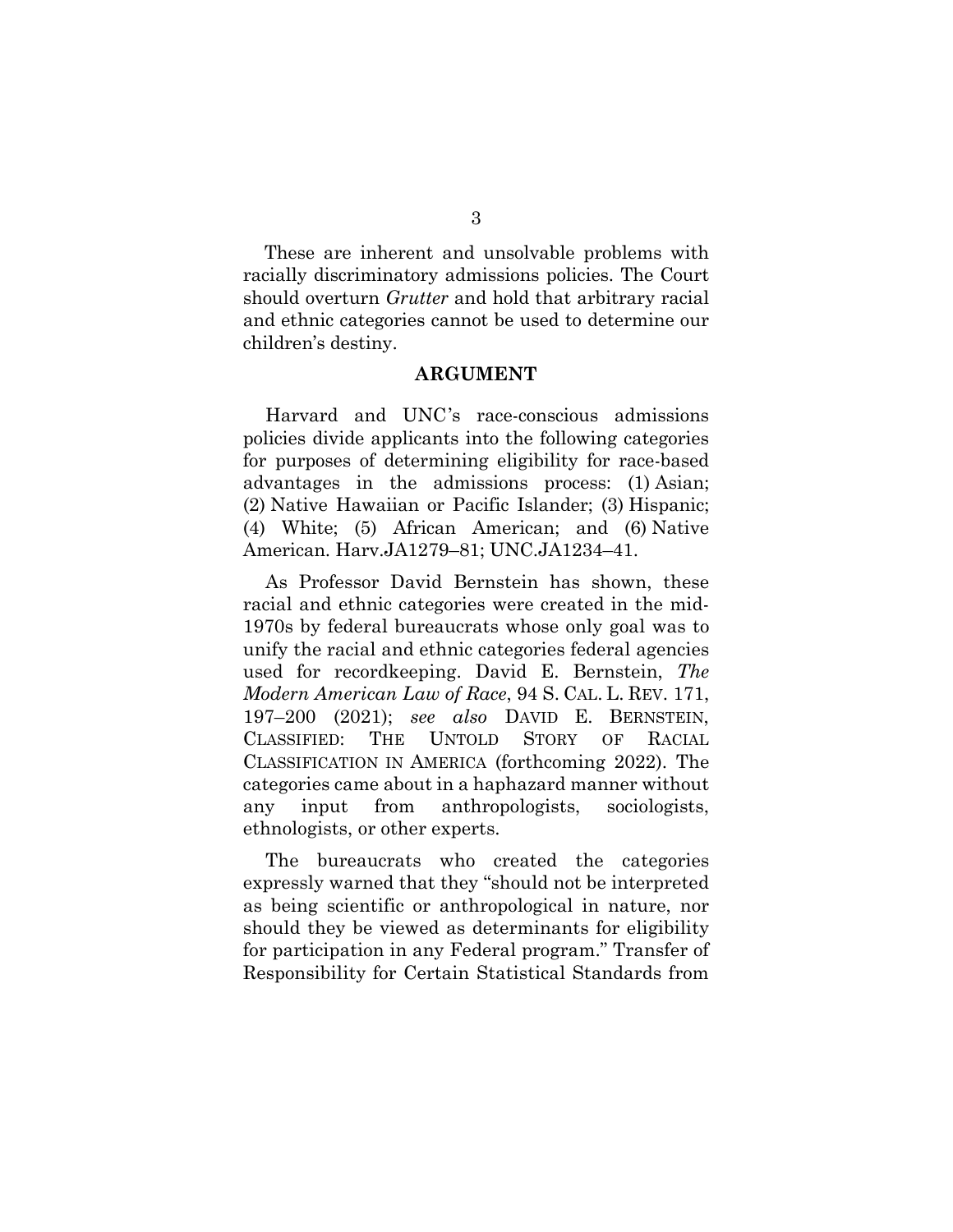These are inherent and unsolvable problems with racially discriminatory admissions policies. The Court should overturn *Grutter* and hold that arbitrary racial and ethnic categories cannot be used to determine our children's destiny.

## ARGUMENT

Harvard and UNC's race-conscious admissions policies divide applicants into the following categories for purposes of determining eligibility for race-based advantages in the admissions process: (1) Asian; (2) Native Hawaiian or Pacific Islander; (3) Hispanic; (4) White; (5) African American; and (6) Native American. Harv.JA1279–81; UNC.JA1234–41.

As Professor David Bernstein has shown, these racial and ethnic categories were created in the mid-1970s by federal bureaucrats whose only goal was to unify the racial and ethnic categories federal agencies used for recordkeeping. David E. Bernstein, *The Modern American Law of Race*, 94 S. CAL. L. REV. 171, 197–200 (2021); *see also* DAVID E. BERNSTEIN, CLASSIFIED: THE UNTOLD STORY OF RACIAL CLASSIFICATION IN AMERICA (forthcoming 2022). The categories came about in a haphazard manner without any input from anthropologists, sociologists, ethnologists, or other experts.

The bureaucrats who created the categories expressly warned that they "should not be interpreted as being scientific or anthropological in nature, nor should they be viewed as determinants for eligibility for participation in any Federal program." Transfer of Responsibility for Certain Statistical Standards from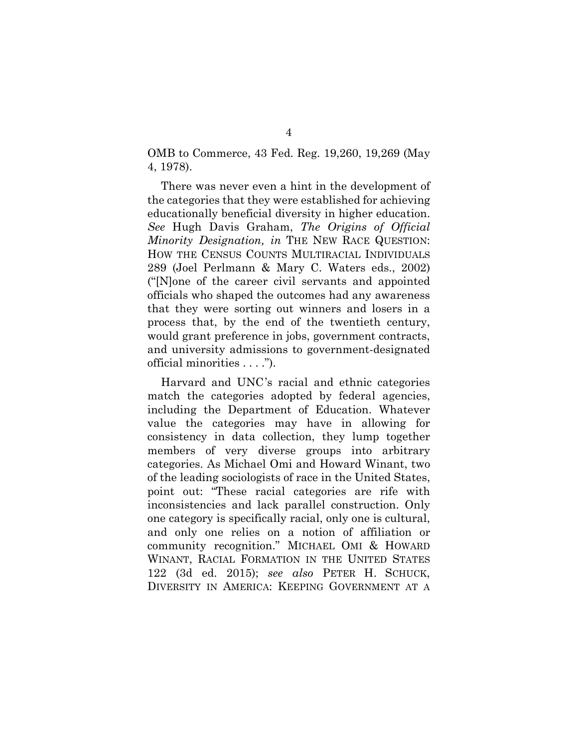OMB to Commerce, 43 Fed. Reg. 19,260, 19,269 (May 4, 1978).

There was never even a hint in the development of the categories that they were established for achieving educationally beneficial diversity in higher education. *See* Hugh Davis Graham, *The Origins of Official Minority Designation, in* THE NEW RACE QUESTION: HOW THE CENSUS COUNTS MULTIRACIAL INDIVIDUALS 289 (Joel Perlmann & Mary C. Waters eds., 2002) ("[N]one of the career civil servants and appointed officials who shaped the outcomes had any awareness that they were sorting out winners and losers in a process that, by the end of the twentieth century, would grant preference in jobs, government contracts, and university admissions to government-designated official minorities . . . .").

Harvard and UNC's racial and ethnic categories match the categories adopted by federal agencies, including the Department of Education. Whatever value the categories may have in allowing for consistency in data collection, they lump together members of very diverse groups into arbitrary categories. As Michael Omi and Howard Winant, two of the leading sociologists of race in the United States, point out: "These racial categories are rife with inconsistencies and lack parallel construction. Only one category is specifically racial, only one is cultural, and only one relies on a notion of affiliation or community recognition." MICHAEL OMI & HOWARD WINANT, RACIAL FORMATION IN THE UNITED STATES 122 (3d ed. 2015); *see also* PETER H. SCHUCK, DIVERSITY IN AMERICA: KEEPING GOVERNMENT AT A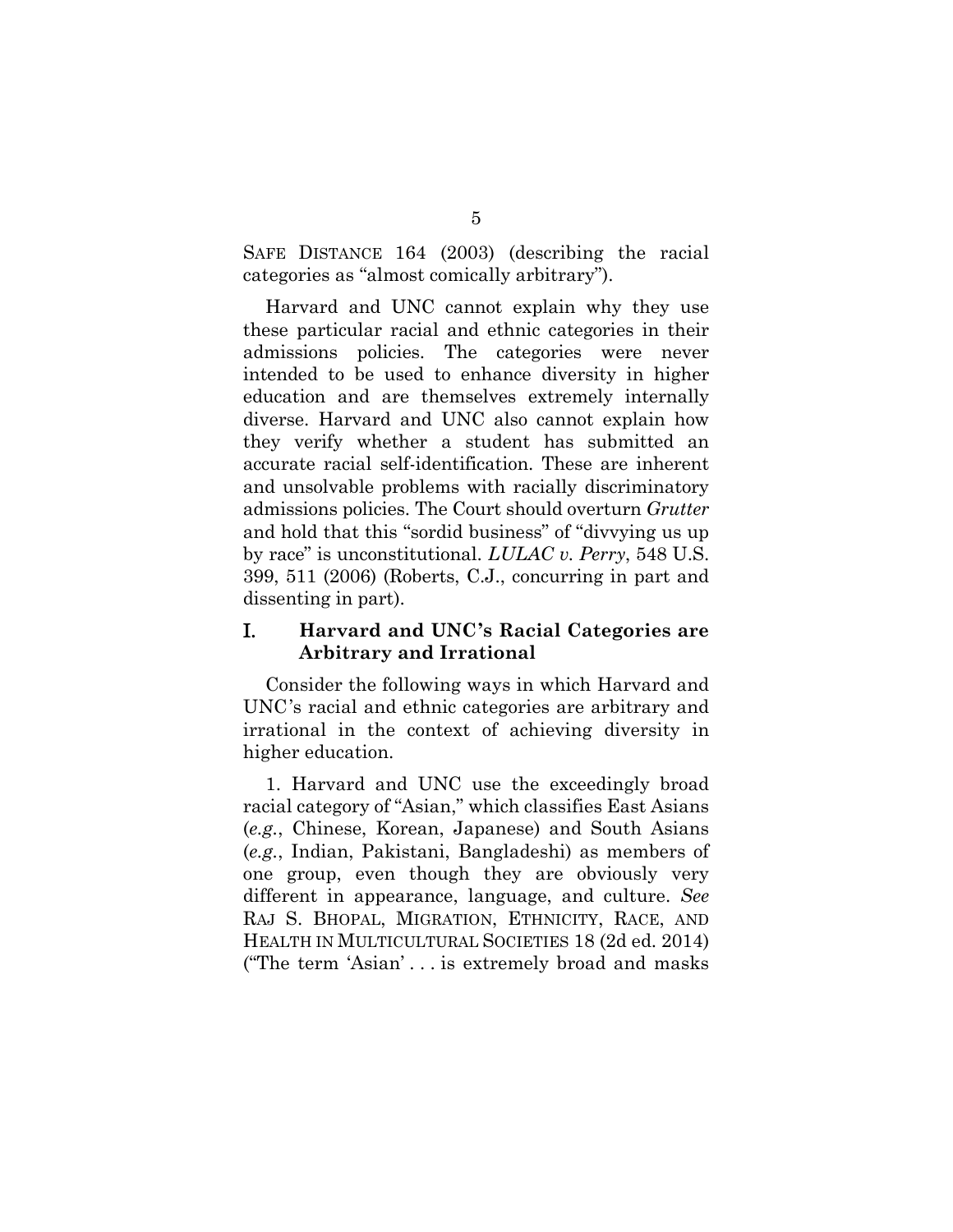SAFE DISTANCE 164 (2003) (describing the racial categories as "almost comically arbitrary").

Harvard and UNC cannot explain why they use these particular racial and ethnic categories in their admissions policies. The categories were never intended to be used to enhance diversity in higher education and are themselves extremely internally diverse. Harvard and UNC also cannot explain how they verify whether a student has submitted an accurate racial self-identification. These are inherent and unsolvable problems with racially discriminatory admissions policies. The Court should overturn *Grutter* and hold that this "sordid business" of "divvying us up by race" is unconstitutional. *LULAC v. Perry*, 548 U.S. 399, 511 (2006) (Roberts, C.J., concurring in part and dissenting in part).

## I. Harvard and UNC's Racial Categories are Arbitrary and Irrational

Consider the following ways in which Harvard and UNC's racial and ethnic categories are arbitrary and irrational in the context of achieving diversity in higher education.

1. Harvard and UNC use the exceedingly broad racial category of "Asian," which classifies East Asians (*e.g.*, Chinese, Korean, Japanese) and South Asians (*e.g.*, Indian, Pakistani, Bangladeshi) as members of one group, even though they are obviously very different in appearance, language, and culture. *See* RAJ S. BHOPAL, MIGRATION, ETHNICITY, RACE, AND HEALTH IN MULTICULTURAL SOCIETIES 18 (2d ed. 2014) ("The term 'Asian' . . . is extremely broad and masks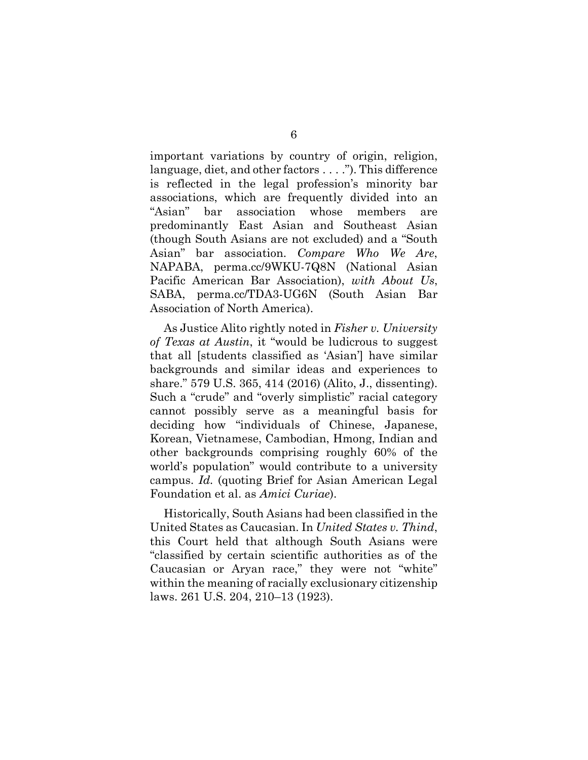important variations by country of origin, religion, language, diet, and other factors . . . ."). This difference is reflected in the legal profession's minority bar associations, which are frequently divided into an "Asian" bar association whose members are predominantly East Asian and Southeast Asian (though South Asians are not excluded) and a "South Asian" bar association. *Compare Who We Are*, NAPABA, perma.cc/9WKU-7Q8N (National Asian Pacific American Bar Association), *with About Us*, SABA, perma.cc/TDA3-UG6N (South Asian Bar Association of North America).

As Justice Alito rightly noted in *Fisher v. University of Texas at Austin*, it "would be ludicrous to suggest that all [students classified as 'Asian'] have similar backgrounds and similar ideas and experiences to share." 579 U.S. 365, 414 (2016) (Alito, J., dissenting). Such a "crude" and "overly simplistic" racial category cannot possibly serve as a meaningful basis for deciding how "individuals of Chinese, Japanese, Korean, Vietnamese, Cambodian, Hmong, Indian and other backgrounds comprising roughly 60% of the world's population" would contribute to a university campus. *Id.* (quoting Brief for Asian American Legal Foundation et al. as *Amici Curiae*).

Historically, South Asians had been classified in the United States as Caucasian. In *United States v. Thind*, this Court held that although South Asians were "classified by certain scientific authorities as of the Caucasian or Aryan race," they were not "white" within the meaning of racially exclusionary citizenship laws. 261 U.S. 204, 210–13 (1923).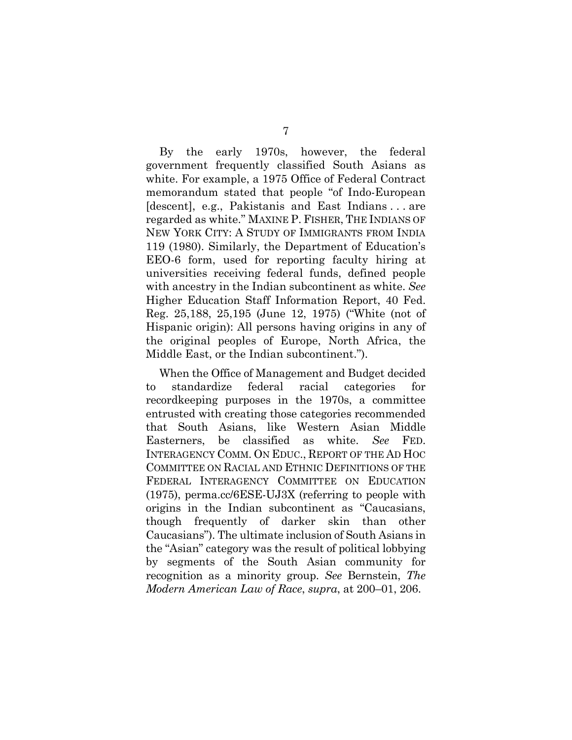By the early 1970s, however, the federal government frequently classified South Asians as white. For example, a 1975 Office of Federal Contract memorandum stated that people "of Indo-European [descent], e.g., Pakistanis and East Indians . . . are regarded as white." MAXINE P. FISHER, THE INDIANS OF NEW YORK CITY: A STUDY OF IMMIGRANTS FROM INDIA 119 (1980). Similarly, the Department of Education's EEO-6 form, used for reporting faculty hiring at universities receiving federal funds, defined people with ancestry in the Indian subcontinent as white. *See* Higher Education Staff Information Report, 40 Fed. Reg. 25,188, 25,195 (June 12, 1975) ("White (not of Hispanic origin): All persons having origins in any of the original peoples of Europe, North Africa, the Middle East, or the Indian subcontinent.").

When the Office of Management and Budget decided to standardize federal racial categories for recordkeeping purposes in the 1970s, a committee entrusted with creating those categories recommended that South Asians, like Western Asian Middle Easterners, be classified as white. *See* FED. INTERAGENCY COMM. ON EDUC., REPORT OF THE AD HOC COMMITTEE ON RACIAL AND ETHNIC DEFINITIONS OF THE FEDERAL INTERAGENCY COMMITTEE ON EDUCATION (1975), perma.cc/6ESE-UJ3X (referring to people with origins in the Indian subcontinent as "Caucasians, though frequently of darker skin than other Caucasians"). The ultimate inclusion of South Asians in the "Asian" category was the result of political lobbying by segments of the South Asian community for recognition as a minority group. *See* Bernstein, *The Modern American Law of Race*, *supra*, at 200–01, 206.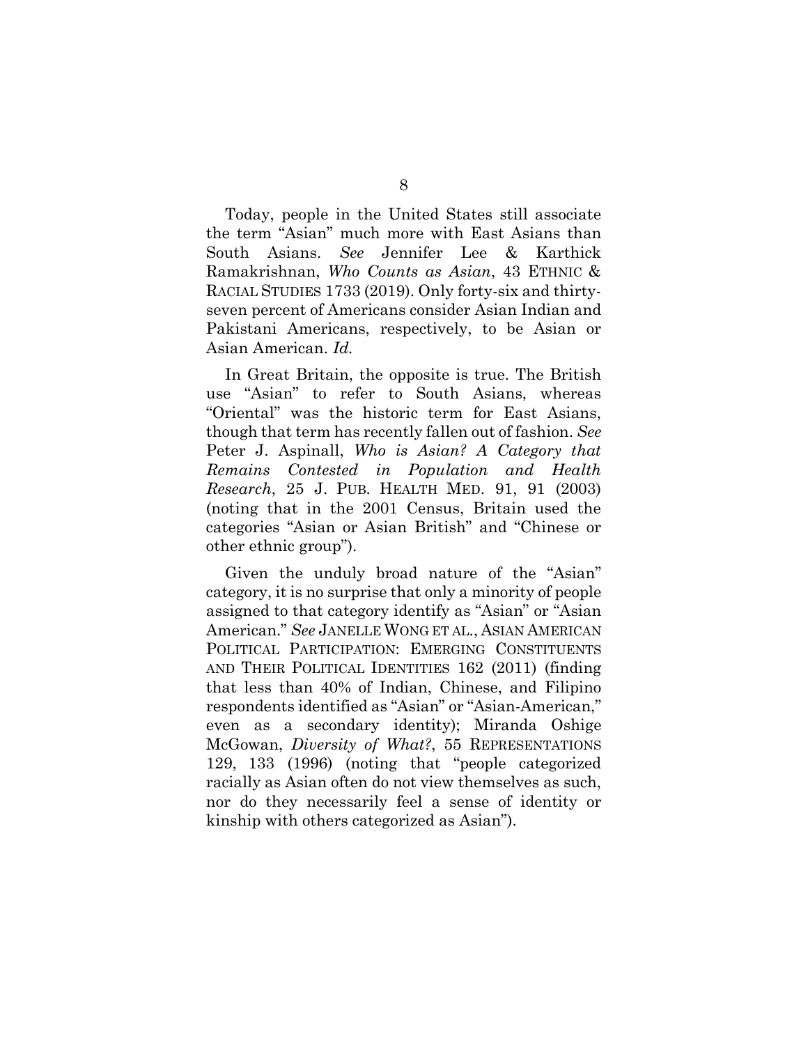Today, people in the United States still associate the term "Asian" much more with East Asians than South Asians. *See* Jennifer Lee & Karthick Ramakrishnan, *Who Counts as Asian*, 43 ETHNIC & RACIAL STUDIES 1733 (2019). Only forty-six and thirty-seven percent of Americans consider Asian Indian and Pakistani Americans, respectively, to be Asian or Asian American. *Id.*

In Great Britain, the opposite is true. The British use "Asian" to refer to South Asians, whereas "Oriental" was the historic term for East Asians, though that term has recently fallen out of fashion. *See* Peter J. Aspinall, *Who is Asian? A Category that Remains Contested in Population and Health Research*, 25 J. PUB. HEALTH MED. 91, 91 (2003) (noting that in the 2001 Census, Britain used the categories "Asian or Asian British" and "Chinese or other ethnic group").

Given the unduly broad nature of the "Asian" category, it is no surprise that only a minority of people assigned to that category identify as "Asian" or "Asian American." *See* JANELLE WONG ET AL., ASIAN AMERICAN POLITICAL PARTICIPATION: EMERGING CONSTITUENTS AND THEIR POLITICAL IDENTITIES 162 (2011) (finding that less than 40% of Indian, Chinese, and Filipino respondents identified as "Asian" or "Asian-American," even as a secondary identity); Miranda Oshige McGowan, *Diversity of What?*, 55 REPRESENTATIONS 129, 133 (1996) (noting that "people categorized racially as Asian often do not view themselves as such, nor do they necessarily feel a sense of identity or kinship with others categorized as Asian").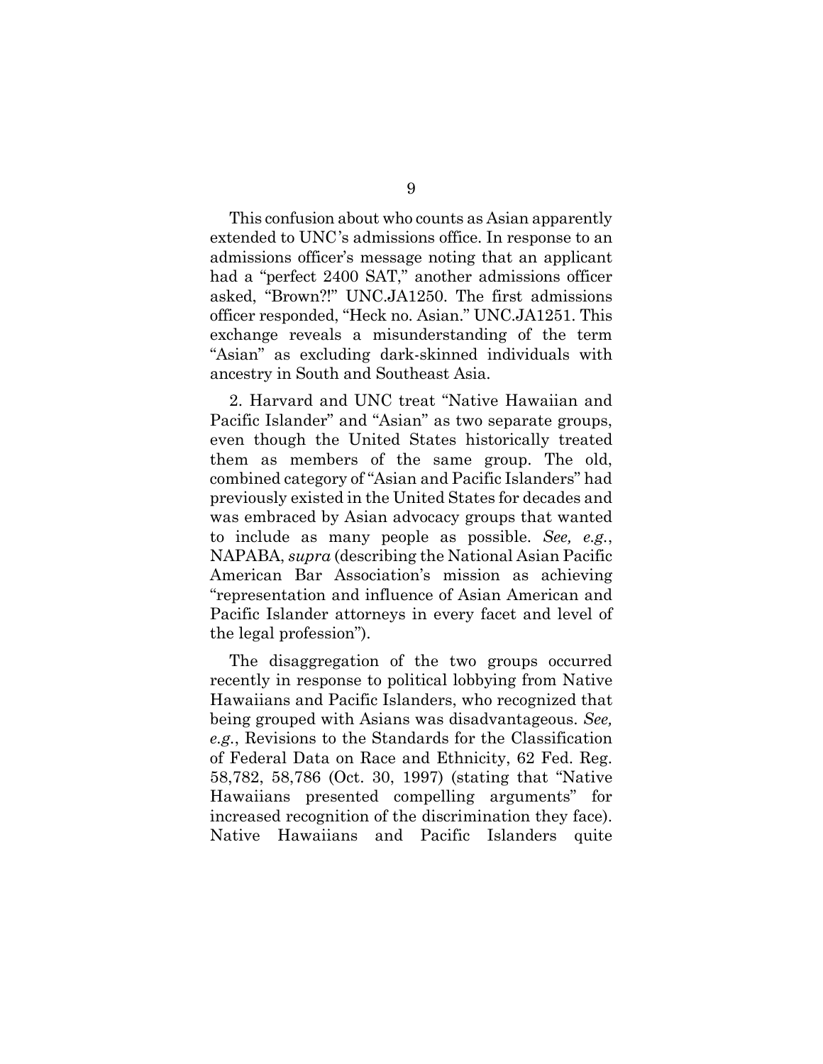This confusion about who counts as Asian apparently extended to UNC's admissions office. In response to an admissions officer's message noting that an applicant had a "perfect 2400 SAT," another admissions officer asked, "Brown?!" UNC.JA1250. The first admissions officer responded, "Heck no. Asian." UNC.JA1251. This exchange reveals a misunderstanding of the term "Asian" as excluding dark-skinned individuals with ancestry in South and Southeast Asia.

2. Harvard and UNC treat "Native Hawaiian and Pacific Islander" and "Asian" as two separate groups, even though the United States historically treated them as members of the same group. The old, combined category of "Asian and Pacific Islanders" had previously existed in the United States for decades and was embraced by Asian advocacy groups that wanted to include as many people as possible. *See, e.g.*, NAPABA, *supra* (describing the National Asian Pacific American Bar Association's mission as achieving "representation and influence of Asian American and Pacific Islander attorneys in every facet and level of the legal profession").

The disaggregation of the two groups occurred recently in response to political lobbying from Native Hawaiians and Pacific Islanders, who recognized that being grouped with Asians was disadvantageous. *See, e.g.*, Revisions to the Standards for the Classification of Federal Data on Race and Ethnicity, 62 Fed. Reg. 58,782, 58,786 (Oct. 30, 1997) (stating that "Native Hawaiians presented compelling arguments" for increased recognition of the discrimination they face). Native Hawaiians and Pacific Islanders quite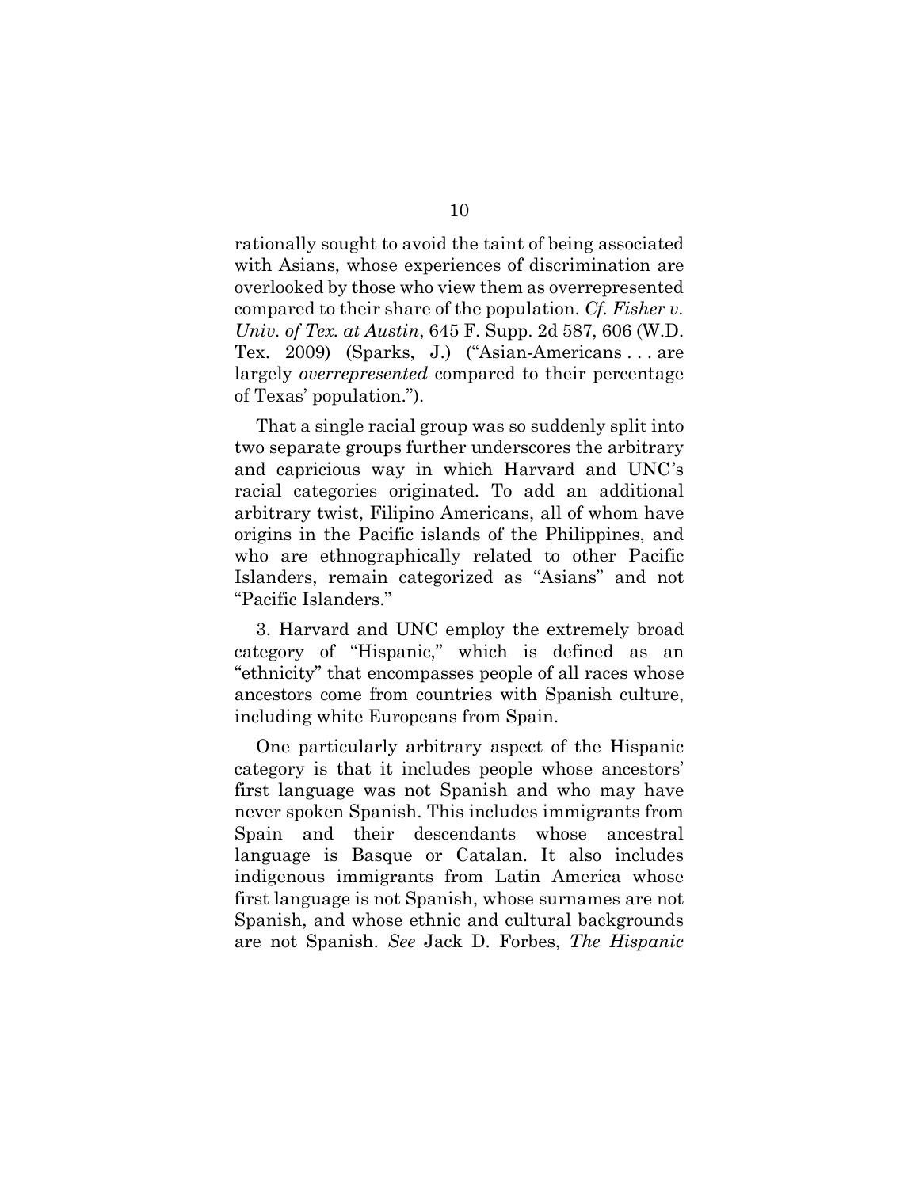rationally sought to avoid the taint of being associated with Asians, whose experiences of discrimination are overlooked by those who view them as overrepresented compared to their share of the population. *Cf. Fisher v. Univ. of Tex. at Austin*, 645 F. Supp. 2d 587, 606 (W.D. Tex. 2009) (Sparks, J.) ("Asian-Americans . . . are largely *overrepresented* compared to their percentage of Texas' population.").

That a single racial group was so suddenly split into two separate groups further underscores the arbitrary and capricious way in which Harvard and UNC's racial categories originated. To add an additional arbitrary twist, Filipino Americans, all of whom have origins in the Pacific islands of the Philippines, and who are ethnographically related to other Pacific Islanders, remain categorized as "Asians" and not "Pacific Islanders."

3. Harvard and UNC employ the extremely broad category of "Hispanic," which is defined as an "ethnicity" that encompasses people of all races whose ancestors come from countries with Spanish culture, including white Europeans from Spain.

One particularly arbitrary aspect of the Hispanic category is that it includes people whose ancestors' first language was not Spanish and who may have never spoken Spanish. This includes immigrants from Spain and their descendants whose ancestral language is Basque or Catalan. It also includes indigenous immigrants from Latin America whose first language is not Spanish, whose surnames are not Spanish, and whose ethnic and cultural backgrounds are not Spanish. *See* Jack D. Forbes, *The Hispanic*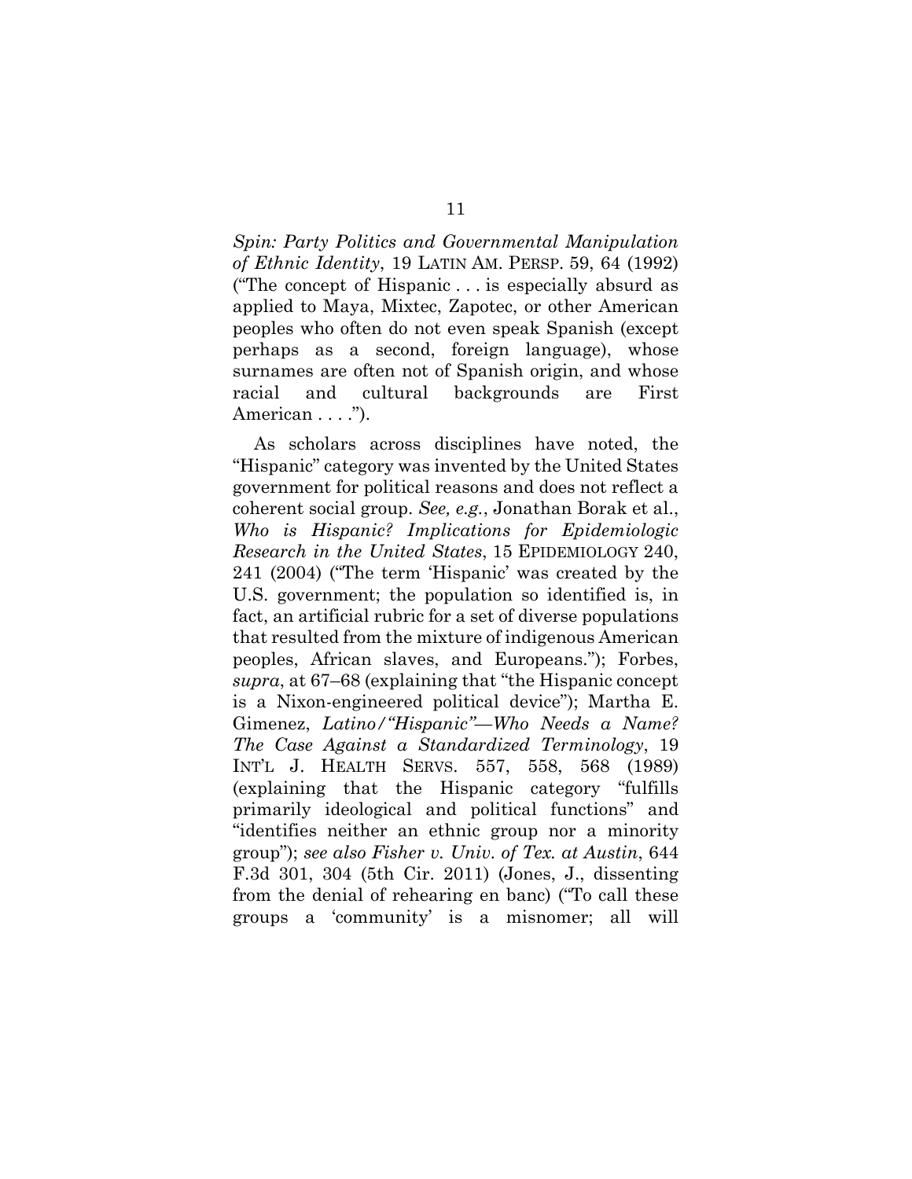*Spin: Party Politics and Governmental Manipulation of Ethnic Identity*, 19 LATIN AM. PERSP. 59, 64 (1992) ("The concept of Hispanic . . . is especially absurd as applied to Maya, Mixtec, Zapotec, or other American peoples who often do not even speak Spanish (except perhaps as a second, foreign language), whose surnames are often not of Spanish origin, and whose racial and cultural backgrounds are First American . . . .").

As scholars across disciplines have noted, the "Hispanic" category was invented by the United States government for political reasons and does not reflect a coherent social group. *See, e.g.*, Jonathan Borak et al., *Who is Hispanic? Implications for Epidemiologic Research in the United States*, 15 EPIDEMIOLOGY 240, 241 (2004) ("The term 'Hispanic' was created by the U.S. government; the population so identified is, in fact, an artificial rubric for a set of diverse populations that resulted from the mixture of indigenous American peoples, African slaves, and Europeans."); Forbes, *supra*, at 67–68 (explaining that "the Hispanic concept is a Nixon-engineered political device"); Martha E. Gimenez, *Latino/"Hispanic"—Who Needs a Name? The Case Against a Standardized Terminology*, 19 INT'L J. HEALTH SERVS. 557, 558, 568 (1989) (explaining that the Hispanic category "fulfills primarily ideological and political functions" and "identifies neither an ethnic group nor a minority group"); *see also Fisher v. Univ. of Tex. at Austin*, 644 F.3d 301, 304 (5th Cir. 2011) (Jones, J., dissenting from the denial of rehearing en banc) ("To call these groups a 'community' is a misnomer; all will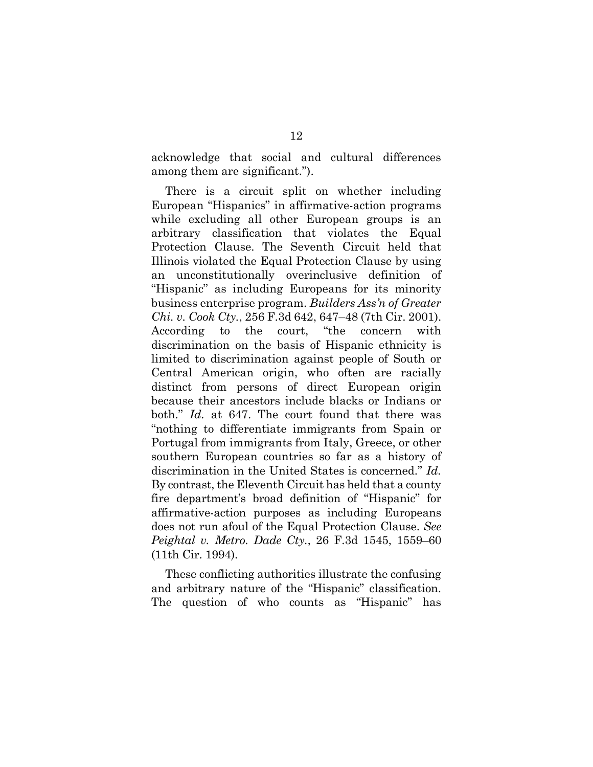acknowledge that social and cultural differences among them are significant.").

There is a circuit split on whether including European "Hispanics" in affirmative-action programs while excluding all other European groups is an arbitrary classification that violates the Equal Protection Clause. The Seventh Circuit held that Illinois violated the Equal Protection Clause by using an unconstitutionally overinclusive definition of "Hispanic" as including Europeans for its minority business enterprise program. *Builders Ass'n of Greater Chi. v. Cook Cty.*, 256 F.3d 642, 647–48 (7th Cir. 2001). According to the court, "the concern with discrimination on the basis of Hispanic ethnicity is limited to discrimination against people of South or Central American origin, who often are racially distinct from persons of direct European origin because their ancestors include blacks or Indians or both." *Id.* at 647. The court found that there was "nothing to differentiate immigrants from Spain or Portugal from immigrants from Italy, Greece, or other southern European countries so far as a history of discrimination in the United States is concerned." *Id.* By contrast, the Eleventh Circuit has held that a county fire department's broad definition of "Hispanic" for affirmative-action purposes as including Europeans does not run afoul of the Equal Protection Clause. *See Peightal v. Metro. Dade Cty.*, 26 F.3d 1545, 1559–60 (11th Cir. 1994).

These conflicting authorities illustrate the confusing and arbitrary nature of the "Hispanic" classification. The question of who counts as "Hispanic" has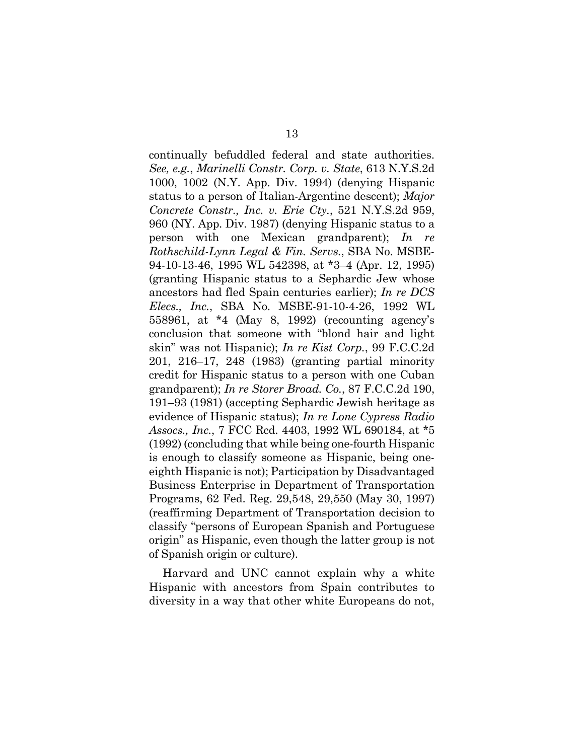continually befuddled federal and state authorities. *See, e.g.*, *Marinelli Constr. Corp. v. State*, 613 N.Y.S.2d 1000, 1002 (N.Y. App. Div. 1994) (denying Hispanic status to a person of Italian-Argentine descent); *Major Concrete Constr., Inc. v. Erie Cty.*, 521 N.Y.S.2d 959, 960 (NY. App. Div. 1987) (denying Hispanic status to a person with one Mexican grandparent); *In re Rothschild-Lynn Legal & Fin. Servs.*, SBA No. MSBE-94-10-13-46, 1995 WL 542398, at *3–4 (Apr. 12, 1995) (granting Hispanic status to a Sephardic Jew whose ancestors had fled Spain centuries earlier); *In re DCS Elecs., Inc.*, SBA No. MSBE-91-10-4-26, 1992 WL 558961, at *4 (May 8, 1992) (recounting agency's conclusion that someone with "blond hair and light skin" was not Hispanic); *In re Kist Corp.*, 99 F.C.C.2d 201, 216–17, 248 (1983) (granting partial minority credit for Hispanic status to a person with one Cuban grandparent); *In re Storer Broad. Co.*, 87 F.C.C.2d 190, 191–93 (1981) (accepting Sephardic Jewish heritage as evidence of Hispanic status); *In re Lone Cypress Radio Assocs., Inc.*, 7 FCC Rcd. 4403, 1992 WL 690184, at *5 (1992) (concluding that while being one-fourth Hispanic is enough to classify someone as Hispanic, being one-eighth Hispanic is not); Participation by Disadvantaged Business Enterprise in Department of Transportation Programs, 62 Fed. Reg. 29,548, 29,550 (May 30, 1997) (reaffirming Department of Transportation decision to classify "persons of European Spanish and Portuguese origin" as Hispanic, even though the latter group is not of Spanish origin or culture).

Harvard and UNC cannot explain why a white Hispanic with ancestors from Spain contributes to diversity in a way that other white Europeans do not,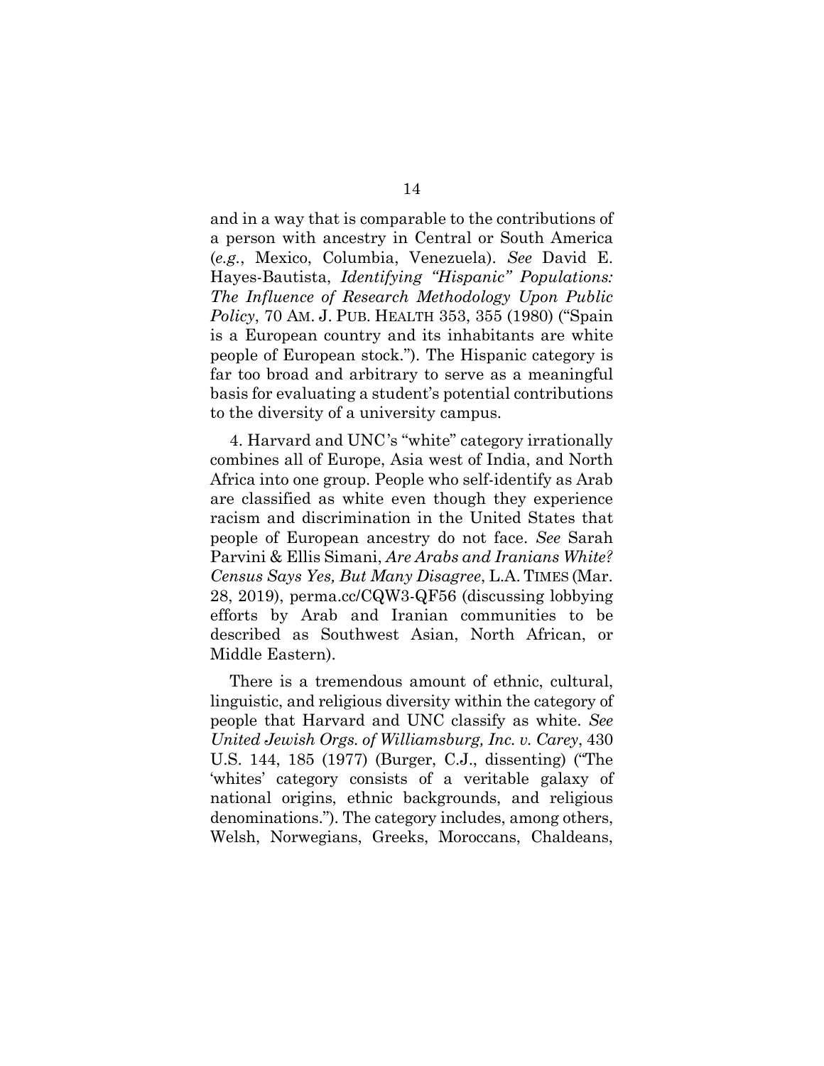and in a way that is comparable to the contributions of a person with ancestry in Central or South America (*e.g.*, Mexico, Columbia, Venezuela). *See* David E. Hayes-Bautista, *Identifying "Hispanic" Populations: The Influence of Research Methodology Upon Public Policy*, 70 AM. J. PUB. HEALTH 353, 355 (1980) ("Spain is a European country and its inhabitants are white people of European stock."). The Hispanic category is far too broad and arbitrary to serve as a meaningful basis for evaluating a student's potential contributions to the diversity of a university campus.

4. Harvard and UNC's "white" category irrationally combines all of Europe, Asia west of India, and North Africa into one group. People who self-identify as Arab are classified as white even though they experience racism and discrimination in the United States that people of European ancestry do not face. *See* Sarah Parvini & Ellis Simani, *Are Arabs and Iranians White? Census Says Yes, But Many Disagree*, L.A. TIMES (Mar. 28, 2019), perma.cc/CQW3-QF56 (discussing lobbying efforts by Arab and Iranian communities to be described as Southwest Asian, North African, or Middle Eastern).

There is a tremendous amount of ethnic, cultural, linguistic, and religious diversity within the category of people that Harvard and UNC classify as white. *See United Jewish Orgs. of Williamsburg, Inc. v. Carey*, 430 U.S. 144, 185 (1977) (Burger, C.J., dissenting) ("The 'whites' category consists of a veritable galaxy of national origins, ethnic backgrounds, and religious denominations."). The category includes, among others, Welsh, Norwegians, Greeks, Moroccans, Chaldeans,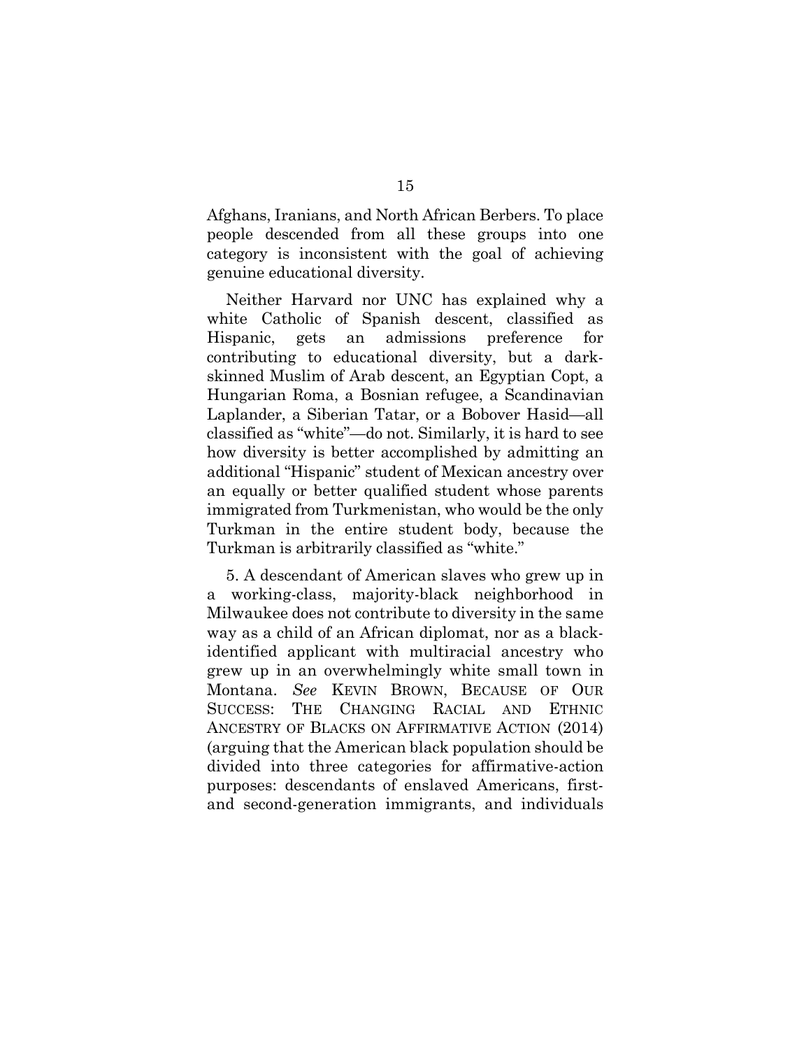Afghans, Iranians, and North African Berbers. To place people descended from all these groups into one category is inconsistent with the goal of achieving genuine educational diversity.

Neither Harvard nor UNC has explained why a white Catholic of Spanish descent, classified as Hispanic, gets an admissions preference for contributing to educational diversity, but a dark-skinned Muslim of Arab descent, an Egyptian Copt, a Hungarian Roma, a Bosnian refugee, a Scandinavian Laplander, a Siberian Tatar, or a Bobover Hasid—all classified as "white"—do not. Similarly, it is hard to see how diversity is better accomplished by admitting an additional "Hispanic" student of Mexican ancestry over an equally or better qualified student whose parents immigrated from Turkmenistan, who would be the only Turkman in the entire student body, because the Turkman is arbitrarily classified as "white."

5. A descendant of American slaves who grew up in a working-class, majority-black neighborhood in Milwaukee does not contribute to diversity in the same way as a child of an African diplomat, nor as a black-identified applicant with multiracial ancestry who grew up in an overwhelmingly white small town in Montana. *See* KEVIN BROWN, BECAUSE OF OUR SUCCESS: THE CHANGING RACIAL AND ETHNIC ANCESTRY OF BLACKS ON AFFIRMATIVE ACTION (2014) (arguing that the American black population should be divided into three categories for affirmative-action purposes: descendants of enslaved Americans, first- and second-generation immigrants, and individuals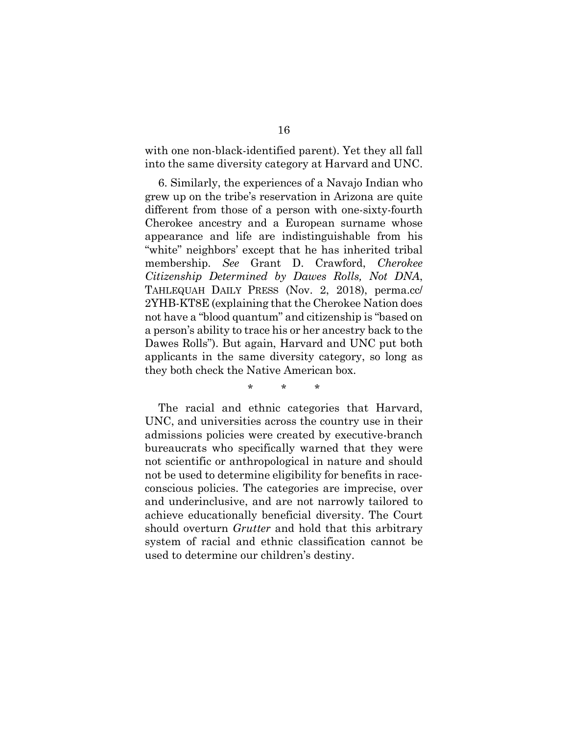with one non-black-identified parent). Yet they all fall into the same diversity category at Harvard and UNC.

6. Similarly, the experiences of a Navajo Indian who grew up on the tribe's reservation in Arizona are quite different from those of a person with one-sixty-fourth Cherokee ancestry and a European surname whose appearance and life are indistinguishable from his "white" neighbors' except that he has inherited tribal membership. *See* Grant D. Crawford, *Cherokee Citizenship Determined by Dawes Rolls, Not DNA*, TAHLEQUAH DAILY PRESS (Nov. 2, 2018), perma.cc/2YHB-KT8E (explaining that the Cherokee Nation does not have a "blood quantum" and citizenship is "based on a person's ability to trace his or her ancestry back to the Dawes Rolls"). But again, Harvard and UNC put both applicants in the same diversity category, so long as they both check the Native American box.

\* \* \*

The racial and ethnic categories that Harvard, UNC, and universities across the country use in their admissions policies were created by executive-branch bureaucrats who specifically warned that they were not scientific or anthropological in nature and should not be used to determine eligibility for benefits in race-conscious policies. The categories are imprecise, over and underinclusive, and are not narrowly tailored to achieve educationally beneficial diversity. The Court should overturn *Grutter* and hold that this arbitrary system of racial and ethnic classification cannot be used to determine our children's destiny.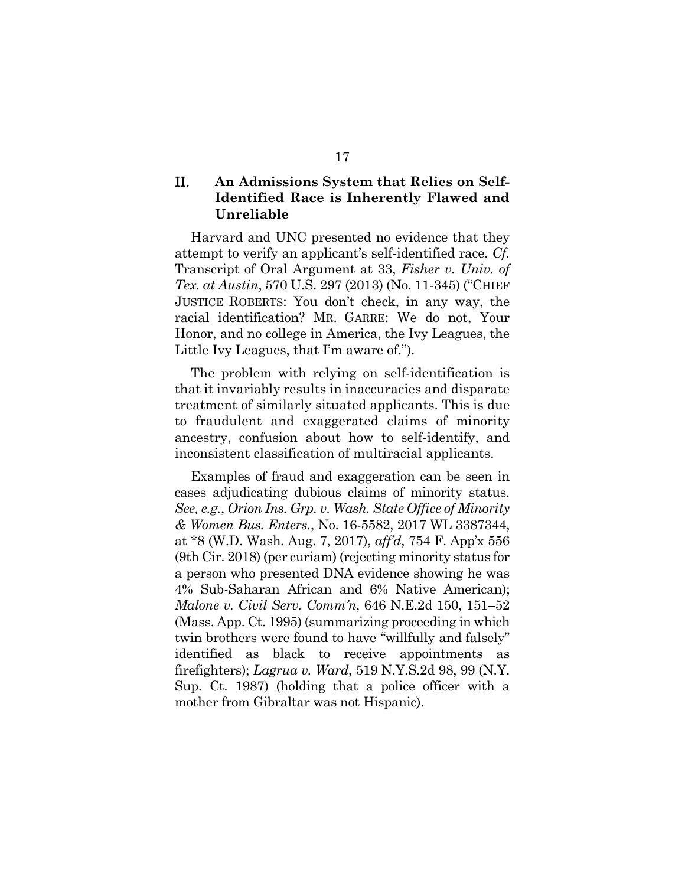## II. An Admissions System that Relies on Self-Identified Race is Inherently Flawed and Unreliable

Harvard and UNC presented no evidence that they attempt to verify an applicant's self-identified race. *Cf.* Transcript of Oral Argument at 33, *Fisher v. Univ. of Tex. at Austin*, 570 U.S. 297 (2013) (No. 11-345) ("CHIEF JUSTICE ROBERTS: You don't check, in any way, the racial identification? MR. GARRE: We do not, Your Honor, and no college in America, the Ivy Leagues, the Little Ivy Leagues, that I'm aware of.").

The problem with relying on self-identification is that it invariably results in inaccuracies and disparate treatment of similarly situated applicants. This is due to fraudulent and exaggerated claims of minority ancestry, confusion about how to self-identify, and inconsistent classification of multiracial applicants.

Examples of fraud and exaggeration can be seen in cases adjudicating dubious claims of minority status. *See, e.g.*, *Orion Ins. Grp. v. Wash. State Office of Minority & Women Bus. Enters.*, No. 16-5582, 2017 WL 3387344, at *8 (W.D. Wash. Aug. 7, 2017), *aff'd*, 754 F. App'x 556 (9th Cir. 2018) (per curiam) (rejecting minority status for a person who presented DNA evidence showing he was 4% Sub-Saharan African and 6% Native American); *Malone v. Civil Serv. Comm'n*, 646 N.E.2d 150, 151–52 (Mass. App. Ct. 1995) (summarizing proceeding in which twin brothers were found to have "willfully and falsely" identified as black to receive appointments as firefighters); *Lagrua v. Ward*, 519 N.Y.S.2d 98, 99 (N.Y. Sup. Ct. 1987) (holding that a police officer with a mother from Gibraltar was not Hispanic).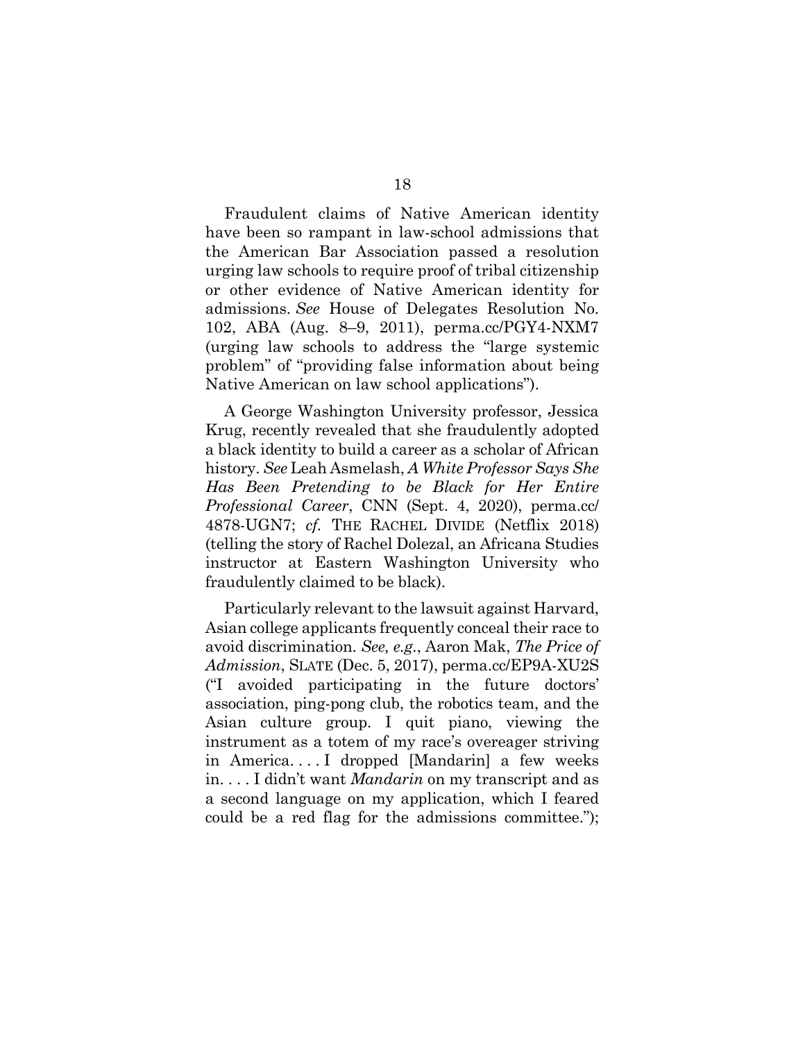Fraudulent claims of Native American identity have been so rampant in law-school admissions that the American Bar Association passed a resolution urging law schools to require proof of tribal citizenship or other evidence of Native American identity for admissions. *See* House of Delegates Resolution No. 102, ABA (Aug. 8–9, 2011), perma.cc/PGY4-NXM7 (urging law schools to address the "large systemic problem" of "providing false information about being Native American on law school applications").

A George Washington University professor, Jessica Krug, recently revealed that she fraudulently adopted a black identity to build a career as a scholar of African history. *See* Leah Asmelash, *A White Professor Says She Has Been Pretending to be Black for Her Entire Professional Career*, CNN (Sept. 4, 2020), perma.cc/4878-UGN7; *cf.* THE RACHEL DIVIDE (Netflix 2018) (telling the story of Rachel Dolezal, an Africana Studies instructor at Eastern Washington University who fraudulently claimed to be black).

Particularly relevant to the lawsuit against Harvard, Asian college applicants frequently conceal their race to avoid discrimination. *See, e.g.*, Aaron Mak, *The Price of Admission*, SLATE (Dec. 5, 2017), perma.cc/EP9A-XU2S ("I avoided participating in the future doctors' association, ping-pong club, the robotics team, and the Asian culture group. I quit piano, viewing the instrument as a totem of my race's overeager striving in America. . . . I dropped [Mandarin] a few weeks in. . . . I didn't want *Mandarin* on my transcript and as a second language on my application, which I feared could be a red flag for the admissions committee.");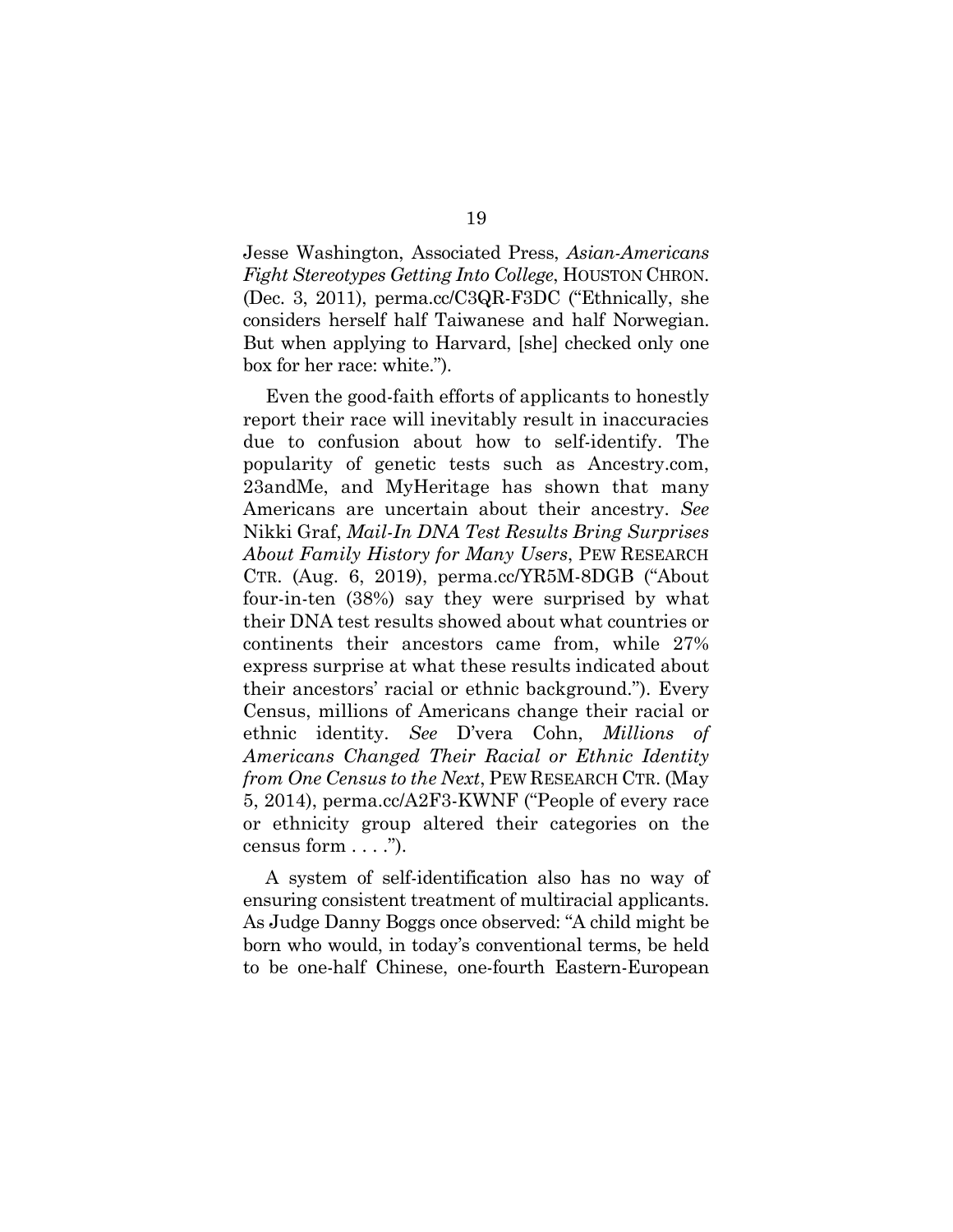Jesse Washington, Associated Press, *Asian-Americans Fight Stereotypes Getting Into College*, HOUSTON CHRON. (Dec. 3, 2011), perma.cc/C3QR-F3DC ("Ethnically, she considers herself half Taiwanese and half Norwegian. But when applying to Harvard, [she] checked only one box for her race: white.").

Even the good-faith efforts of applicants to honestly report their race will inevitably result in inaccuracies due to confusion about how to self-identify. The popularity of genetic tests such as Ancestry.com, 23andMe, and MyHeritage has shown that many Americans are uncertain about their ancestry. *See* Nikki Graf, *Mail-In DNA Test Results Bring Surprises About Family History for Many Users*, PEW RESEARCH CTR. (Aug. 6, 2019), perma.cc/YR5M-8DGB ("About four-in-ten (38%) say they were surprised by what their DNA test results showed about what countries or continents their ancestors came from, while 27% express surprise at what these results indicated about their ancestors' racial or ethnic background."). Every Census, millions of Americans change their racial or ethnic identity. *See* D'vera Cohn, *Millions of Americans Changed Their Racial or Ethnic Identity from One Census to the Next*, PEW RESEARCH CTR. (May 5, 2014), perma.cc/A2F3-KWNF ("People of every race or ethnicity group altered their categories on the census form . . . .").

A system of self-identification also has no way of ensuring consistent treatment of multiracial applicants. As Judge Danny Boggs once observed: "A child might be born who would, in today's conventional terms, be held to be one-half Chinese, one-fourth Eastern-European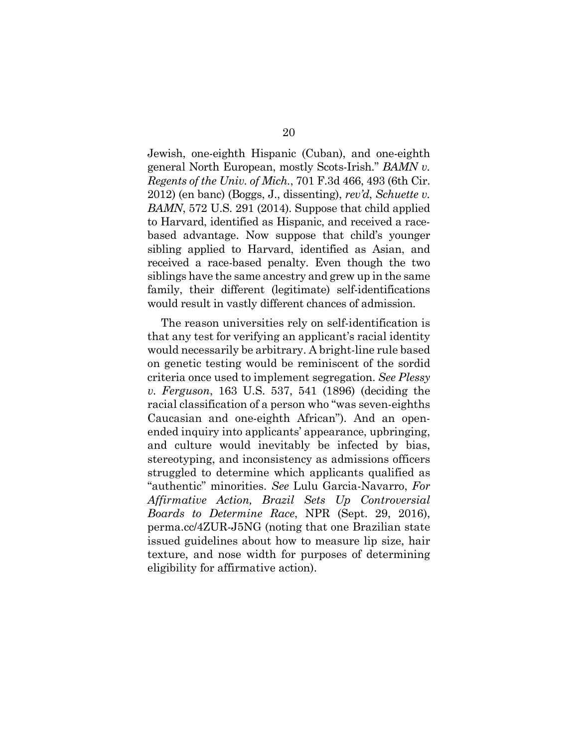Jewish, one-eighth Hispanic (Cuban), and one-eighth general North European, mostly Scots-Irish." *BAMN v. Regents of the Univ. of Mich.*, 701 F.3d 466, 493 (6th Cir. 2012) (en banc) (Boggs, J., dissenting), *rev'd*, *Schuette v. BAMN*, 572 U.S. 291 (2014). Suppose that child applied to Harvard, identified as Hispanic, and received a race-based advantage. Now suppose that child's younger sibling applied to Harvard, identified as Asian, and received a race-based penalty. Even though the two siblings have the same ancestry and grew up in the same family, their different (legitimate) self-identifications would result in vastly different chances of admission.

The reason universities rely on self-identification is that any test for verifying an applicant's racial identity would necessarily be arbitrary. A bright-line rule based on genetic testing would be reminiscent of the sordid criteria once used to implement segregation. *See Plessy v. Ferguson*, 163 U.S. 537, 541 (1896) (deciding the racial classification of a person who "was seven-eighths Caucasian and one-eighth African"). And an open-ended inquiry into applicants' appearance, upbringing, and culture would inevitably be infected by bias, stereotyping, and inconsistency as admissions officers struggled to determine which applicants qualified as "authentic" minorities. *See* Lulu Garcia-Navarro, *For Affirmative Action, Brazil Sets Up Controversial Boards to Determine Race*, NPR (Sept. 29, 2016), perma.cc/4ZUR-J5NG (noting that one Brazilian state issued guidelines about how to measure lip size, hair texture, and nose width for purposes of determining eligibility for affirmative action).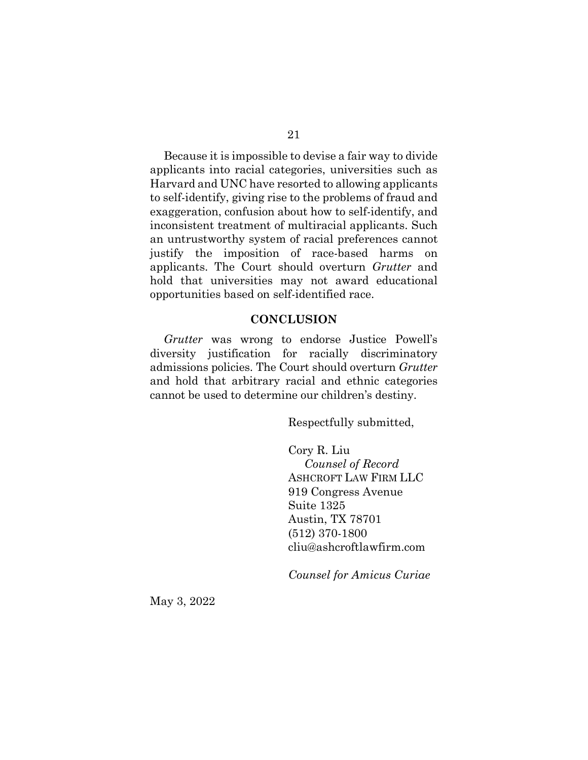Because it is impossible to devise a fair way to divide applicants into racial categories, universities such as Harvard and UNC have resorted to allowing applicants to self-identify, giving rise to the problems of fraud and exaggeration, confusion about how to self-identify, and inconsistent treatment of multiracial applicants. Such an untrustworthy system of racial preferences cannot justify the imposition of race-based harms on applicants. The Court should overturn *Grutter* and hold that universities may not award educational opportunities based on self-identified race.

## CONCLUSION

*Grutter* was wrong to endorse Justice Powell's diversity justification for racially discriminatory admissions policies. The Court should overturn *Grutter* and hold that arbitrary racial and ethnic categories cannot be used to determine our children's destiny.

Respectfully submitted,

Cory R. Liu
*Counsel of Record*
ASHCROFT LAW FIRM LLC
919 Congress Avenue
Suite 1325
Austin, TX 78701
(512) 370-1800
cliu@ashcroftlawfirm.com

*Counsel for Amicus Curiae*

May 3, 2022